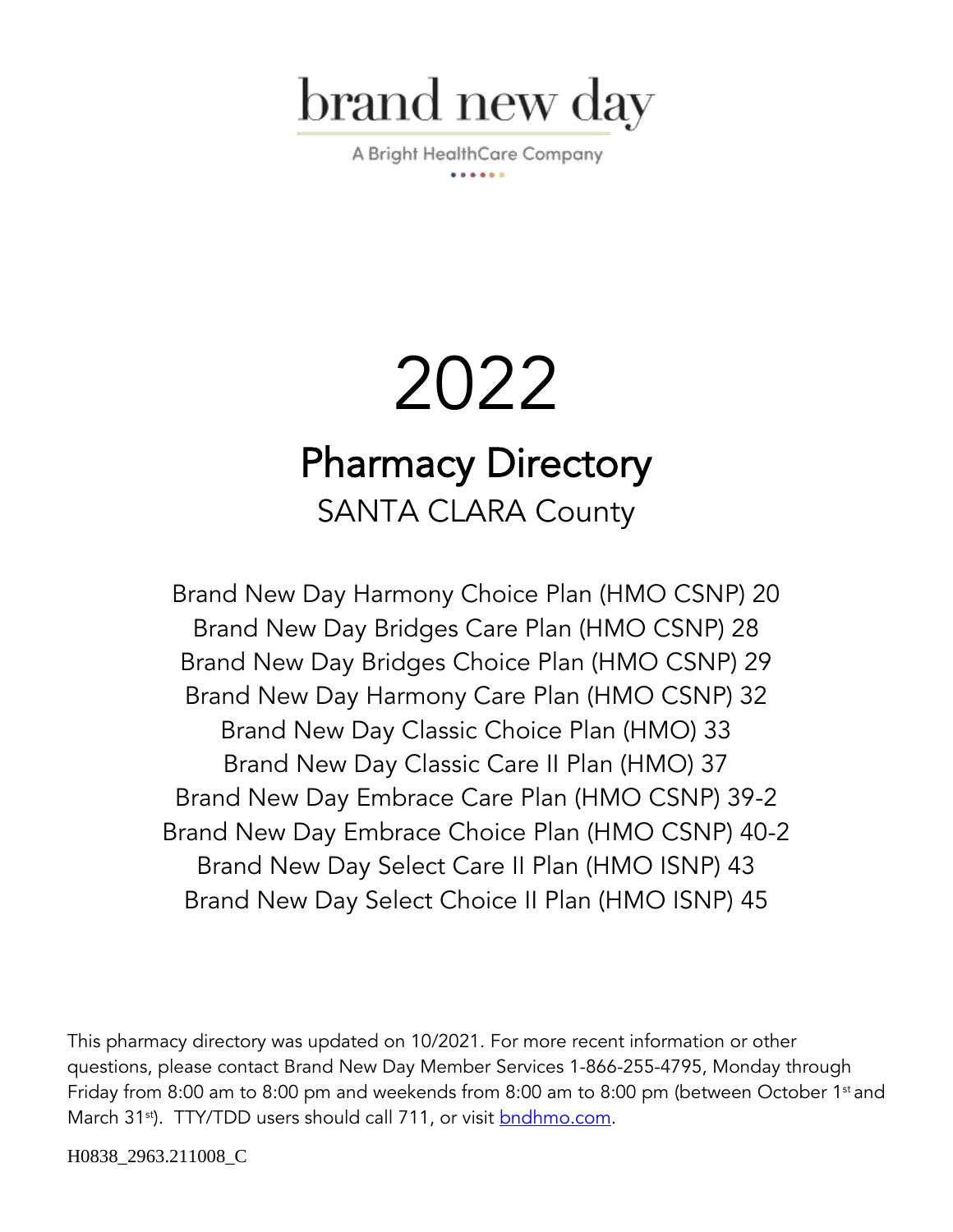brand new day

A Bright HealthCare Company

# 2022

## Pharmacy Directory

SANTA CLARA County

Brand New Day Harmony Choice Plan (HMO CSNP) 20
Brand New Day Bridges Care Plan (HMO CSNP) 28
Brand New Day Bridges Choice Plan (HMO CSNP) 29
Brand New Day Harmony Care Plan (HMO CSNP) 32
Brand New Day Classic Choice Plan (HMO) 33
Brand New Day Classic Care II Plan (HMO) 37
Brand New Day Embrace Care Plan (HMO CSNP) 39-2
Brand New Day Embrace Choice Plan (HMO CSNP) 40-2
Brand New Day Select Care II Plan (HMO ISNP) 43
Brand New Day Select Choice II Plan (HMO ISNP) 45

This pharmacy directory was updated on 10/2021. For more recent information or other questions, please contact Brand New Day Member Services 1-866-255-4795, Monday through Friday from 8:00 am to 8:00 pm and weekends from 8:00 am to 8:00 pm (between October 1st and March 31st). TTY/TDD users should call 711, or visit bndhmo.com.

H0838_2963.211008_C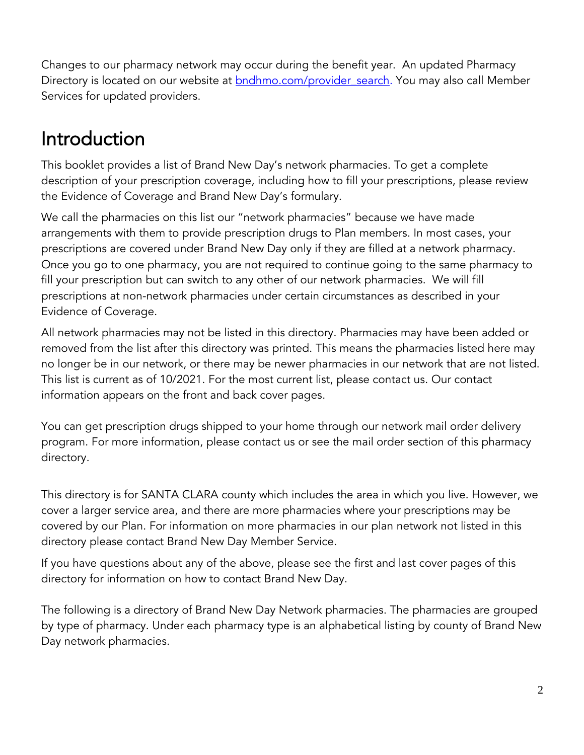Changes to our pharmacy network may occur during the benefit year. An updated Pharmacy Directory is located on our website at [bndhmo.com/provider_search](bndhmo.com/provider_search). You may also call Member Services for updated providers.

# Introduction

This booklet provides a list of Brand New Day's network pharmacies. To get a complete description of your prescription coverage, including how to fill your prescriptions, please review the Evidence of Coverage and Brand New Day's formulary.

We call the pharmacies on this list our "network pharmacies" because we have made arrangements with them to provide prescription drugs to Plan members. In most cases, your prescriptions are covered under Brand New Day only if they are filled at a network pharmacy. Once you go to one pharmacy, you are not required to continue going to the same pharmacy to fill your prescription but can switch to any other of our network pharmacies. We will fill prescriptions at non-network pharmacies under certain circumstances as described in your Evidence of Coverage.

All network pharmacies may not be listed in this directory. Pharmacies may have been added or removed from the list after this directory was printed. This means the pharmacies listed here may no longer be in our network, or there may be newer pharmacies in our network that are not listed. This list is current as of 10/2021. For the most current list, please contact us. Our contact information appears on the front and back cover pages.

You can get prescription drugs shipped to your home through our network mail order delivery program. For more information, please contact us or see the mail order section of this pharmacy directory.

This directory is for SANTA CLARA county which includes the area in which you live. However, we cover a larger service area, and there are more pharmacies where your prescriptions may be covered by our Plan. For information on more pharmacies in our plan network not listed in this directory please contact Brand New Day Member Service.

If you have questions about any of the above, please see the first and last cover pages of this directory for information on how to contact Brand New Day.

The following is a directory of Brand New Day Network pharmacies. The pharmacies are grouped by type of pharmacy. Under each pharmacy type is an alphabetical listing by county of Brand New Day network pharmacies.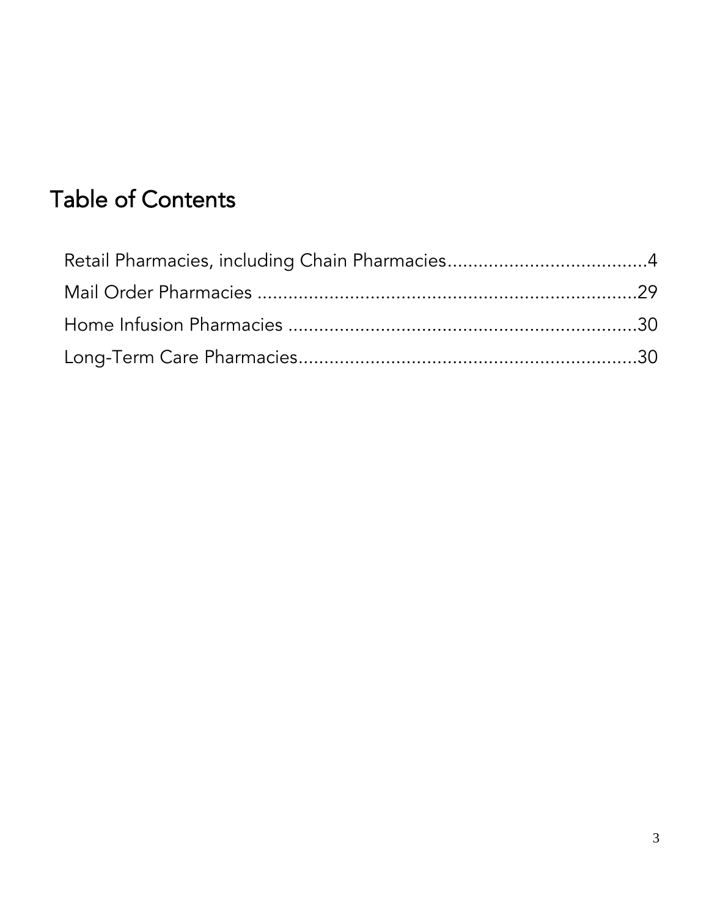# Table of Contents

Retail Pharmacies, including Chain Pharmacies....................................4
Mail Order Pharmacies ........................................................................29
Home Infusion Pharmacies ..................................................................30
Long-Term Care Pharmacies................................................................30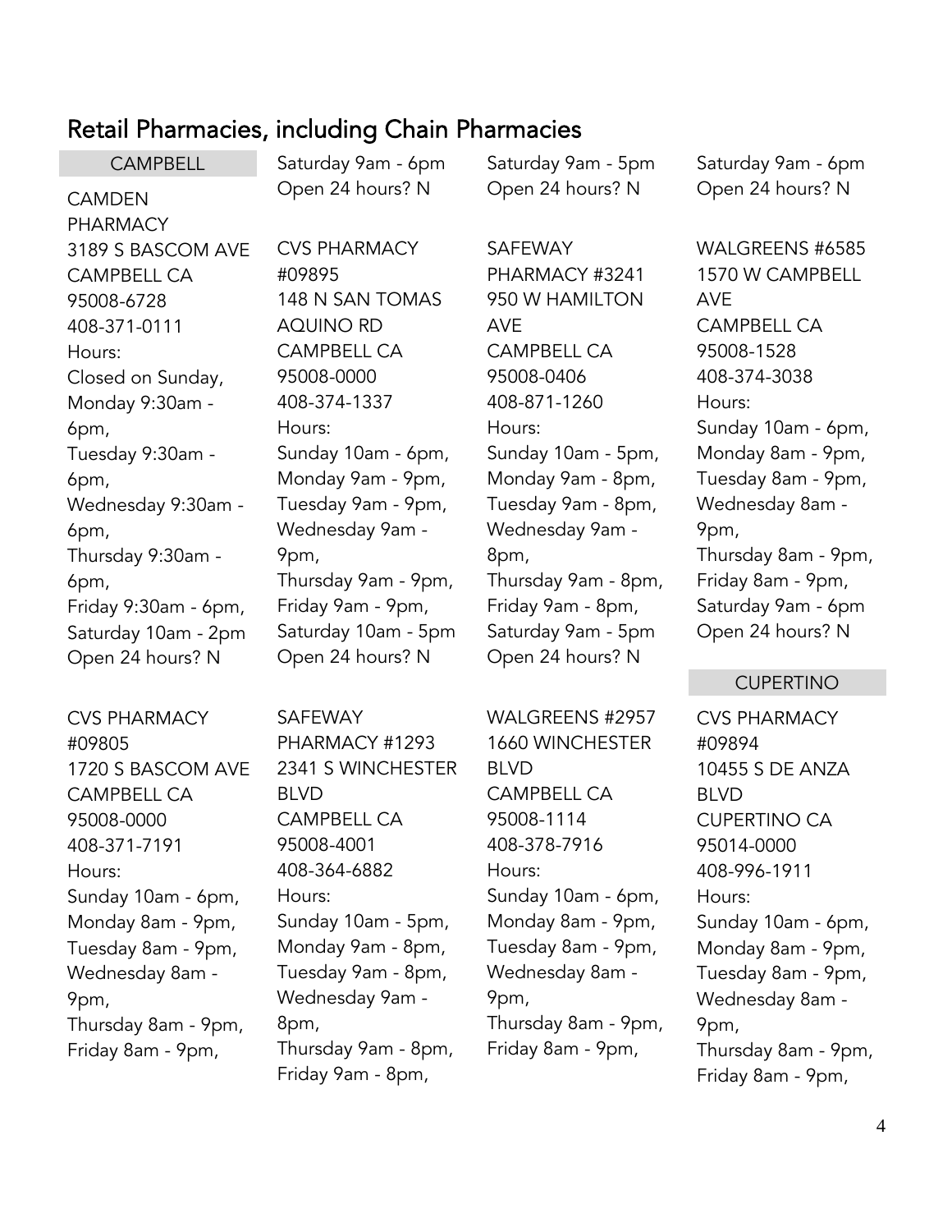## Retail Pharmacies, including Chain Pharmacies

### CAMPBELL

CAMDEN PHARMACY
3189 S BASCOM AVE
CAMPBELL CA 95008-6728
408-371-0111
Hours:
Closed on Sunday,
Monday 9:30am - 6pm,
Tuesday 9:30am - 6pm,
Wednesday 9:30am - 6pm,
Thursday 9:30am - 6pm,
Friday 9:30am - 6pm,
Saturday 10am - 2pm
Open 24 hours? N

CVS PHARMACY #09805
1720 S BASCOM AVE
CAMPBELL CA 95008-0000
408-371-7191
Hours:
Sunday 10am - 6pm,
Monday 8am - 9pm,
Tuesday 8am - 9pm,
Wednesday 8am - 9pm,
Thursday 8am - 9pm,
Friday 8am - 9pm,
Saturday 9am - 6pm
Open 24 hours? N

CVS PHARMACY #09895
148 N SAN TOMAS AQUINO RD
CAMPBELL CA 95008-0000
408-374-1337
Hours:
Sunday 10am - 6pm,
Monday 9am - 9pm,
Tuesday 9am - 9pm,
Wednesday 9am - 9pm,
Thursday 9am - 9pm,
Friday 9am - 9pm,
Saturday 10am - 5pm
Open 24 hours? N

SAFEWAY PHARMACY #1293
2341 S WINCHESTER BLVD
CAMPBELL CA 95008-4001
408-364-6882
Hours:
Sunday 10am - 5pm,
Monday 9am - 8pm,
Tuesday 9am - 8pm,
Wednesday 9am - 8pm,
Thursday 9am - 8pm,
Friday 9am - 8pm,
Saturday 9am - 5pm
Open 24 hours? N

SAFEWAY PHARMACY #3241
950 W HAMILTON AVE
CAMPBELL CA 95008-0406
408-871-1260
Hours:
Sunday 10am - 5pm,
Monday 9am - 8pm,
Tuesday 9am - 8pm,
Wednesday 9am - 8pm,
Thursday 9am - 8pm,
Friday 9am - 8pm,
Saturday 9am - 5pm
Open 24 hours? N

WALGREENS #2957
1660 WINCHESTER BLVD
CAMPBELL CA 95008-1114
408-378-7916
Hours:
Sunday 10am - 6pm,
Monday 8am - 9pm,
Tuesday 8am - 9pm,
Wednesday 8am - 9pm,
Thursday 8am - 9pm,
Friday 8am - 9pm,
Saturday 9am - 6pm
Open 24 hours? N

WALGREENS #6585
1570 W CAMPBELL AVE
CAMPBELL CA 95008-1528
408-374-3038
Hours:
Sunday 10am - 6pm,
Monday 8am - 9pm,
Tuesday 8am - 9pm,
Wednesday 8am - 9pm,
Thursday 8am - 9pm,
Friday 8am - 9pm,
Saturday 9am - 6pm
Open 24 hours? N

### CUPERTINO

CVS PHARMACY #09894
10455 S DE ANZA BLVD
CUPERTINO CA 95014-0000
408-996-1911
Hours:
Sunday 10am - 6pm,
Monday 8am - 9pm,
Tuesday 8am - 9pm,
Wednesday 8am - 9pm,
Thursday 8am - 9pm,
Friday 8am - 9pm,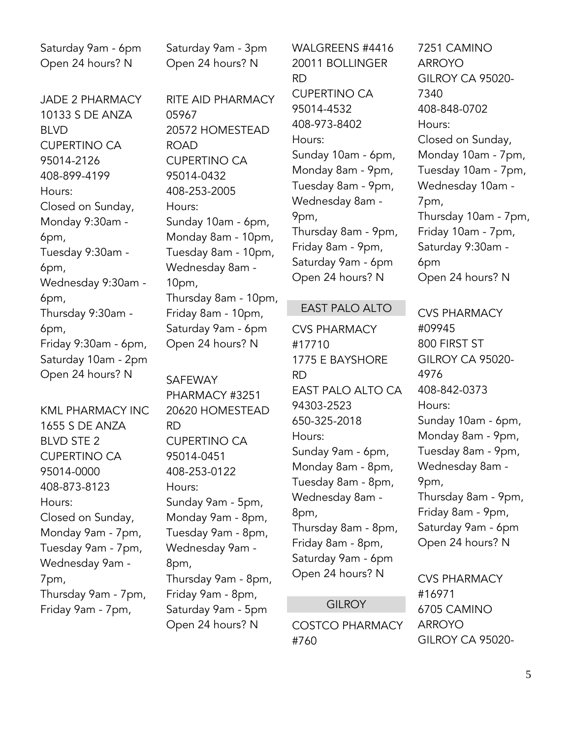Saturday 9am - 6pm
Open 24 hours? N

JADE 2 PHARMACY
10133 S DE ANZA BLVD
CUPERTINO CA 95014-2126
408-899-4199
Hours:
Closed on Sunday,
Monday 9:30am - 6pm,
Tuesday 9:30am - 6pm,
Wednesday 9:30am - 6pm,
Thursday 9:30am - 6pm,
Friday 9:30am - 6pm,
Saturday 10am - 2pm
Open 24 hours? N

KML PHARMACY INC
1655 S DE ANZA BLVD STE 2
CUPERTINO CA 95014-0000
408-873-8123
Hours:
Closed on Sunday,
Monday 9am - 7pm,
Tuesday 9am - 7pm,
Wednesday 9am - 7pm,
Thursday 9am - 7pm,
Friday 9am - 7pm,
Saturday 9am - 3pm
Open 24 hours? N

RITE AID PHARMACY 05967
20572 HOMESTEAD ROAD
CUPERTINO CA 95014-0432
408-253-2005
Hours:
Sunday 10am - 6pm,
Monday 8am - 10pm,
Tuesday 8am - 10pm,
Wednesday 8am - 10pm,
Thursday 8am - 10pm,
Friday 8am - 10pm,
Saturday 9am - 6pm
Open 24 hours? N

SAFEWAY PHARMACY #3251
20620 HOMESTEAD RD
CUPERTINO CA 95014-0451
408-253-0122
Hours:
Sunday 9am - 5pm,
Monday 9am - 8pm,
Tuesday 9am - 8pm,
Wednesday 9am - 8pm,
Thursday 9am - 8pm,
Friday 9am - 8pm,
Saturday 9am - 5pm
Open 24 hours? N

WALGREENS #4416
20011 BOLLINGER RD
CUPERTINO CA 95014-4532
408-973-8402
Hours:
Sunday 10am - 6pm,
Monday 8am - 9pm,
Tuesday 8am - 9pm,
Wednesday 8am - 9pm,
Thursday 8am - 9pm,
Friday 8am - 9pm,
Saturday 9am - 6pm
Open 24 hours? N

## EAST PALO ALTO

CVS PHARMACY #17710
1775 E BAYSHORE RD
EAST PALO ALTO CA 94303-2523
650-325-2018
Hours:
Sunday 9am - 6pm,
Monday 8am - 8pm,
Tuesday 8am - 8pm,
Wednesday 8am - 8pm,
Thursday 8am - 8pm,
Friday 8am - 8pm,
Saturday 9am - 6pm
Open 24 hours? N

## GILROY

COSTCO PHARMACY #760
7251 CAMINO ARROYO
GILROY CA 95020-7340
408-848-0702
Hours:
Closed on Sunday,
Monday 10am - 7pm,
Tuesday 10am - 7pm,
Wednesday 10am - 7pm,
Thursday 10am - 7pm,
Friday 10am - 7pm,
Saturday 9:30am - 6pm
Open 24 hours? N

CVS PHARMACY #09945
800 FIRST ST
GILROY CA 95020-4976
408-842-0373
Hours:
Sunday 10am - 6pm,
Monday 8am - 9pm,
Tuesday 8am - 9pm,
Wednesday 8am - 9pm,
Thursday 8am - 9pm,
Friday 8am - 9pm,
Saturday 9am - 6pm
Open 24 hours? N

CVS PHARMACY #16971
6705 CAMINO ARROYO
GILROY CA 95020-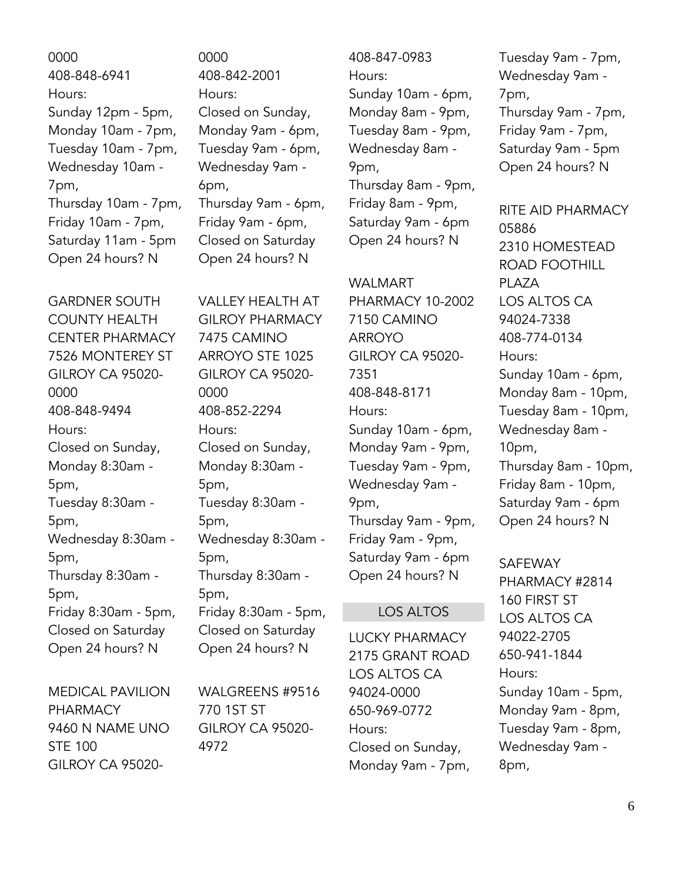0000
408-848-6941
Hours:
Sunday 12pm - 5pm,
Monday 10am - 7pm,
Tuesday 10am - 7pm,
Wednesday 10am - 7pm,
Thursday 10am - 7pm,
Friday 10am - 7pm,
Saturday 11am - 5pm
Open 24 hours? N

GARDNER SOUTH COUNTY HEALTH CENTER PHARMACY
7526 MONTEREY ST
GILROY CA 95020-0000
408-848-9494
Hours:
Closed on Sunday,
Monday 8:30am - 5pm,
Tuesday 8:30am - 5pm,
Wednesday 8:30am - 5pm,
Thursday 8:30am - 5pm,
Friday 8:30am - 5pm,
Closed on Saturday
Open 24 hours? N

MEDICAL PAVILION PHARMACY
9460 N NAME UNO STE 100
GILROY CA 95020-0000
408-842-2001
Hours:
Closed on Sunday,
Monday 9am - 6pm,
Tuesday 9am - 6pm,
Wednesday 9am - 6pm,
Thursday 9am - 6pm,
Friday 9am - 6pm,
Closed on Saturday
Open 24 hours? N

VALLEY HEALTH AT GILROY PHARMACY
7475 CAMINO ARROYO STE 1025
GILROY CA 95020-0000
408-852-2294
Hours:
Closed on Sunday,
Monday 8:30am - 5pm,
Tuesday 8:30am - 5pm,
Wednesday 8:30am - 5pm,
Thursday 8:30am - 5pm,
Friday 8:30am - 5pm,
Closed on Saturday
Open 24 hours? N

WALGREENS #9516
770 1ST ST
GILROY CA 95020-4972
408-847-0983
Hours:
Sunday 10am - 6pm,
Monday 8am - 9pm,
Tuesday 8am - 9pm,
Wednesday 8am - 9pm,
Thursday 8am - 9pm,
Friday 8am - 9pm,
Saturday 9am - 6pm
Open 24 hours? N

WALMART PHARMACY 10-2002
7150 CAMINO ARROYO
GILROY CA 95020-7351
408-848-8171
Hours:
Sunday 10am - 6pm,
Monday 9am - 9pm,
Tuesday 9am - 9pm,
Wednesday 9am - 9pm,
Thursday 9am - 9pm,
Friday 9am - 9pm,
Saturday 9am - 6pm
Open 24 hours? N

## LOS ALTOS

LUCKY PHARMACY
2175 GRANT ROAD
LOS ALTOS CA 94024-0000
650-969-0772
Hours:
Closed on Sunday,
Monday 9am - 7pm,
Tuesday 9am - 7pm,
Wednesday 9am - 7pm,
Thursday 9am - 7pm,
Friday 9am - 7pm,
Saturday 9am - 5pm
Open 24 hours? N

RITE AID PHARMACY 05886
2310 HOMESTEAD ROAD FOOTHILL PLAZA
LOS ALTOS CA 94024-7338
408-774-0134
Hours:
Sunday 10am - 6pm,
Monday 8am - 10pm,
Tuesday 8am - 10pm,
Wednesday 8am - 10pm,
Thursday 8am - 10pm,
Friday 8am - 10pm,
Saturday 9am - 6pm
Open 24 hours? N

SAFEWAY PHARMACY #2814
160 FIRST ST
LOS ALTOS CA 94022-2705
650-941-1844
Hours:
Sunday 10am - 5pm,
Monday 9am - 8pm,
Tuesday 9am - 8pm,
Wednesday 9am - 8pm,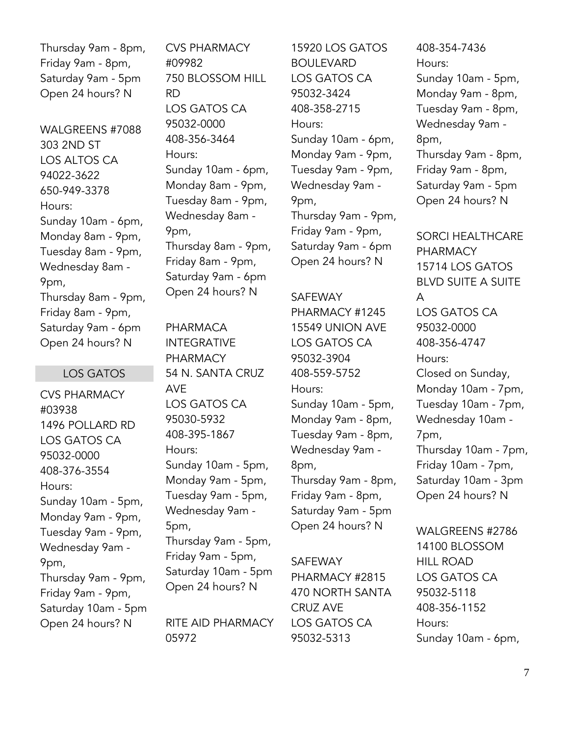Thursday 9am - 8pm,
Friday 9am - 8pm,
Saturday 9am - 5pm
Open 24 hours? N

WALGREENS #7088
303 2ND ST
LOS ALTOS CA
94022-3622
650-949-3378
Hours:
Sunday 10am - 6pm,
Monday 8am - 9pm,
Tuesday 8am - 9pm,
Wednesday 8am - 9pm,
Thursday 8am - 9pm,
Friday 8am - 9pm,
Saturday 9am - 6pm
Open 24 hours? N

## LOS GATOS

CVS PHARMACY #03938
1496 POLLARD RD
LOS GATOS CA
95032-0000
408-376-3554
Hours:
Sunday 10am - 5pm,
Monday 9am - 9pm,
Tuesday 9am - 9pm,
Wednesday 9am - 9pm,
Thursday 9am - 9pm,
Friday 9am - 9pm,
Saturday 10am - 5pm
Open 24 hours? N

CVS PHARMACY #09982
750 BLOSSOM HILL RD
LOS GATOS CA
95032-0000
408-356-3464
Hours:
Sunday 10am - 6pm,
Monday 8am - 9pm,
Tuesday 8am - 9pm,
Wednesday 8am - 9pm,
Thursday 8am - 9pm,
Friday 8am - 9pm,
Saturday 9am - 6pm
Open 24 hours? N

PHARMACA INTEGRATIVE PHARMACY
54 N. SANTA CRUZ AVE
LOS GATOS CA
95030-5932
408-395-1867
Hours:
Sunday 10am - 5pm,
Monday 9am - 5pm,
Tuesday 9am - 5pm,
Wednesday 9am - 5pm,
Thursday 9am - 5pm,
Friday 9am - 5pm,
Saturday 10am - 5pm
Open 24 hours? N

RITE AID PHARMACY 05972
15920 LOS GATOS BOULEVARD
LOS GATOS CA
95032-3424
408-358-2715
Hours:
Sunday 10am - 6pm,
Monday 9am - 9pm,
Tuesday 9am - 9pm,
Wednesday 9am - 9pm,
Thursday 9am - 9pm,
Friday 9am - 9pm,
Saturday 9am - 6pm
Open 24 hours? N

SAFEWAY PHARMACY #1245
15549 UNION AVE
LOS GATOS CA
95032-3904
408-559-5752
Hours:
Sunday 10am - 5pm,
Monday 9am - 8pm,
Tuesday 9am - 8pm,
Wednesday 9am - 8pm,
Thursday 9am - 8pm,
Friday 9am - 8pm,
Saturday 9am - 5pm
Open 24 hours? N

SAFEWAY PHARMACY #2815
470 NORTH SANTA CRUZ AVE
LOS GATOS CA
95032-5313
408-354-7436
Hours:
Sunday 10am - 5pm,
Monday 9am - 8pm,
Tuesday 9am - 8pm,
Wednesday 9am - 8pm,
Thursday 9am - 8pm,
Friday 9am - 8pm,
Saturday 9am - 5pm
Open 24 hours? N

SORCI HEALTHCARE PHARMACY
15714 LOS GATOS BLVD SUITE A SUITE A
LOS GATOS CA
95032-0000
408-356-4747
Hours:
Closed on Sunday,
Monday 10am - 7pm,
Tuesday 10am - 7pm,
Wednesday 10am - 7pm,
Thursday 10am - 7pm,
Friday 10am - 7pm,
Saturday 10am - 3pm
Open 24 hours? N

WALGREENS #2786
14100 BLOSSOM HILL ROAD
LOS GATOS CA
95032-5118
408-356-1152
Hours:
Sunday 10am - 6pm,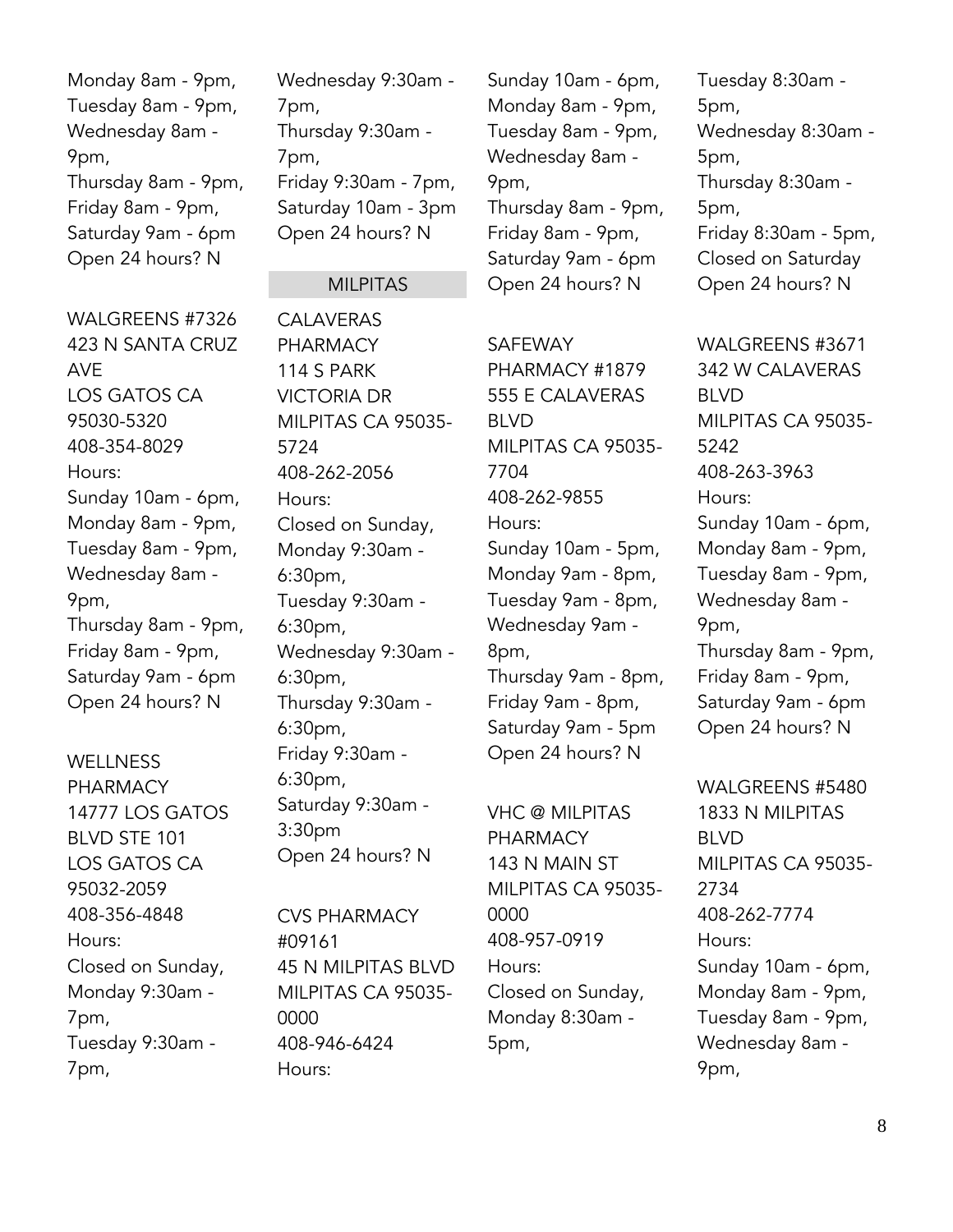Monday 8am - 9pm,
Tuesday 8am - 9pm,
Wednesday 8am - 9pm,
Thursday 8am - 9pm,
Friday 8am - 9pm,
Saturday 9am - 6pm
Open 24 hours? N

WALGREENS #7326
423 N SANTA CRUZ AVE
LOS GATOS CA 95030-5320
408-354-8029
Hours:
Sunday 10am - 6pm,
Monday 8am - 9pm,
Tuesday 8am - 9pm,
Wednesday 8am - 9pm,
Thursday 8am - 9pm,
Friday 8am - 9pm,
Saturday 9am - 6pm
Open 24 hours? N

WELLNESS PHARMACY
14777 LOS GATOS BLVD STE 101
LOS GATOS CA 95032-2059
408-356-4848
Hours:
Closed on Sunday,
Monday 9:30am - 7pm,
Tuesday 9:30am - 7pm,
Wednesday 9:30am - 7pm,
Thursday 9:30am - 7pm,
Friday 9:30am - 7pm,
Saturday 10am - 3pm
Open 24 hours? N

## MILPITAS

CALAVERAS PHARMACY
114 S PARK VICTORIA DR
MILPITAS CA 95035-5724
408-262-2056
Hours:
Closed on Sunday,
Monday 9:30am - 6:30pm,
Tuesday 9:30am - 6:30pm,
Wednesday 9:30am - 6:30pm,
Thursday 9:30am - 6:30pm,
Friday 9:30am - 6:30pm,
Saturday 9:30am - 3:30pm
Open 24 hours? N

CVS PHARMACY #09161
45 N MILPITAS BLVD
MILPITAS CA 95035-0000
408-946-6424
Hours:
Sunday 10am - 6pm,
Monday 8am - 9pm,
Tuesday 8am - 9pm,
Wednesday 8am - 9pm,
Thursday 8am - 9pm,
Friday 8am - 9pm,
Saturday 9am - 6pm
Open 24 hours? N

SAFEWAY PHARMACY #1879
555 E CALAVERAS BLVD
MILPITAS CA 95035-7704
408-262-9855
Hours:
Sunday 10am - 5pm,
Monday 9am - 8pm,
Tuesday 9am - 8pm,
Wednesday 9am - 8pm,
Thursday 9am - 8pm,
Friday 9am - 8pm,
Saturday 9am - 5pm
Open 24 hours? N

VHC @ MILPITAS PHARMACY
143 N MAIN ST
MILPITAS CA 95035-0000
408-957-0919
Hours:
Closed on Sunday,
Monday 8:30am - 5pm,
Tuesday 8:30am - 5pm,
Wednesday 8:30am - 5pm,
Thursday 8:30am - 5pm,
Friday 8:30am - 5pm,
Closed on Saturday
Open 24 hours? N

WALGREENS #3671
342 W CALAVERAS BLVD
MILPITAS CA 95035-5242
408-263-3963
Hours:
Sunday 10am - 6pm,
Monday 8am - 9pm,
Tuesday 8am - 9pm,
Wednesday 8am - 9pm,
Thursday 8am - 9pm,
Friday 8am - 9pm,
Saturday 9am - 6pm
Open 24 hours? N

WALGREENS #5480
1833 N MILPITAS BLVD
MILPITAS CA 95035-2734
408-262-7774
Hours:
Sunday 10am - 6pm,
Monday 8am - 9pm,
Tuesday 8am - 9pm,
Wednesday 8am - 9pm,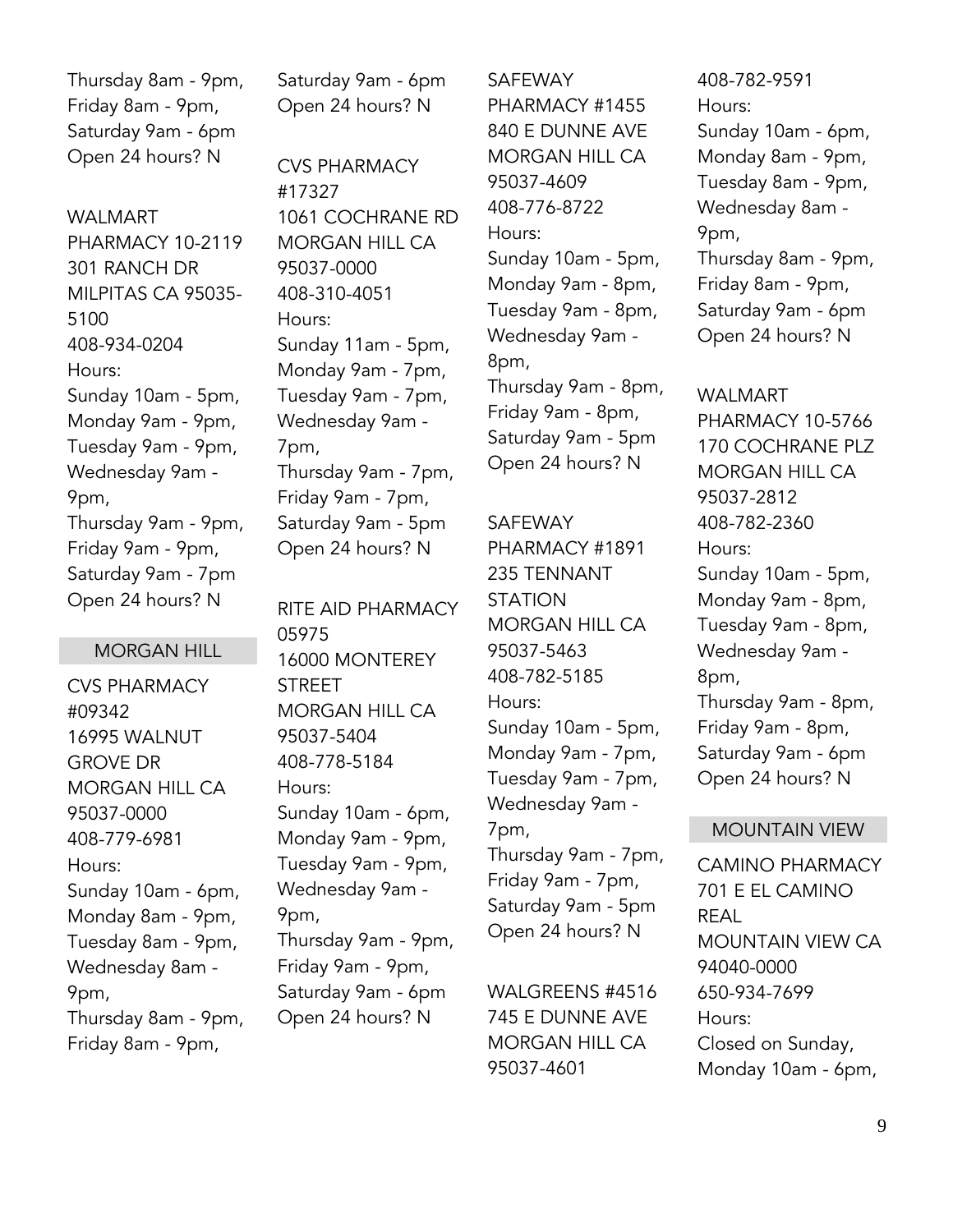Thursday 8am - 9pm,
Friday 8am - 9pm,
Saturday 9am - 6pm
Open 24 hours? N

WALMART PHARMACY 10-2119
301 RANCH DR
MILPITAS CA 95035-5100
408-934-0204
Hours:
Sunday 10am - 5pm,
Monday 9am - 9pm,
Tuesday 9am - 9pm,
Wednesday 9am - 9pm,
Thursday 9am - 9pm,
Friday 9am - 9pm,
Saturday 9am - 7pm
Open 24 hours? N

## MORGAN HILL

CVS PHARMACY #09342
16995 WALNUT GROVE DR
MORGAN HILL CA 95037-0000
408-779-6981
Hours:
Sunday 10am - 6pm,
Monday 8am - 9pm,
Tuesday 8am - 9pm,
Wednesday 8am - 9pm,
Thursday 8am - 9pm,
Friday 8am - 9pm,
Saturday 9am - 6pm
Open 24 hours? N

CVS PHARMACY #17327
1061 COCHRANE RD
MORGAN HILL CA 95037-0000
408-310-4051
Hours:
Sunday 11am - 5pm,
Monday 9am - 7pm,
Tuesday 9am - 7pm,
Wednesday 9am - 7pm,
Thursday 9am - 7pm,
Friday 9am - 7pm,
Saturday 9am - 5pm
Open 24 hours? N

RITE AID PHARMACY 05975
16000 MONTEREY STREET
MORGAN HILL CA 95037-5404
408-778-5184
Hours:
Sunday 10am - 6pm,
Monday 9am - 9pm,
Tuesday 9am - 9pm,
Wednesday 9am - 9pm,
Thursday 9am - 9pm,
Friday 9am - 9pm,
Saturday 9am - 6pm
Open 24 hours? N

SAFEWAY PHARMACY #1455
840 E DUNNE AVE
MORGAN HILL CA 95037-4609
408-776-8722
Hours:
Sunday 10am - 5pm,
Monday 9am - 8pm,
Tuesday 9am - 8pm,
Wednesday 9am - 8pm,
Thursday 9am - 8pm,
Friday 9am - 8pm,
Saturday 9am - 5pm
Open 24 hours? N

SAFEWAY PHARMACY #1891
235 TENNANT STATION
MORGAN HILL CA 95037-5463
408-782-5185
Hours:
Sunday 10am - 5pm,
Monday 9am - 7pm,
Tuesday 9am - 7pm,
Wednesday 9am - 7pm,
Thursday 9am - 7pm,
Friday 9am - 7pm,
Saturday 9am - 5pm
Open 24 hours? N

WALGREENS #4516
745 E DUNNE AVE
MORGAN HILL CA 95037-4601
408-782-9591
Hours:
Sunday 10am - 6pm,
Monday 8am - 9pm,
Tuesday 8am - 9pm,
Wednesday 8am - 9pm,
Thursday 8am - 9pm,
Friday 8am - 9pm,
Saturday 9am - 6pm
Open 24 hours? N

WALMART PHARMACY 10-5766
170 COCHRANE PLZ
MORGAN HILL CA 95037-2812
408-782-2360
Hours:
Sunday 10am - 5pm,
Monday 9am - 8pm,
Tuesday 9am - 8pm,
Wednesday 9am - 8pm,
Thursday 9am - 8pm,
Friday 9am - 8pm,
Saturday 9am - 6pm
Open 24 hours? N

## MOUNTAIN VIEW

CAMINO PHARMACY
701 E EL CAMINO REAL
MOUNTAIN VIEW CA 94040-0000
650-934-7699
Hours:
Closed on Sunday,
Monday 10am - 6pm,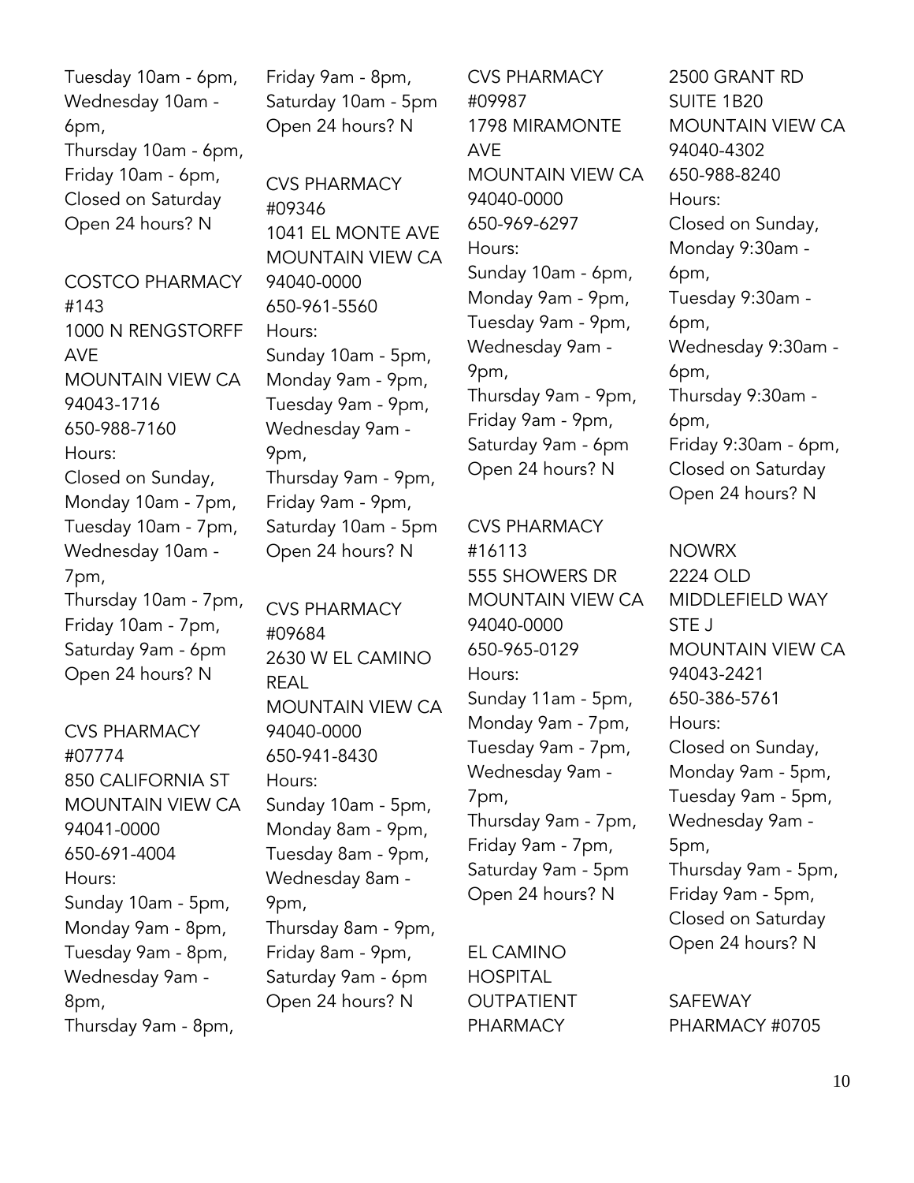Tuesday 10am - 6pm,
Wednesday 10am - 6pm,
Thursday 10am - 6pm,
Friday 10am - 6pm,
Closed on Saturday
Open 24 hours? N

COSTCO PHARMACY #143
1000 N RENGSTORFF AVE
MOUNTAIN VIEW CA 94043-1716
650-988-7160
Hours:
Closed on Sunday,
Monday 10am - 7pm,
Tuesday 10am - 7pm,
Wednesday 10am - 7pm,
Thursday 10am - 7pm,
Friday 10am - 7pm,
Saturday 9am - 6pm
Open 24 hours? N

CVS PHARMACY #07774
850 CALIFORNIA ST
MOUNTAIN VIEW CA 94041-0000
650-691-4004
Hours:
Sunday 10am - 5pm,
Monday 9am - 8pm,
Tuesday 9am - 8pm,
Wednesday 9am - 8pm,
Thursday 9am - 8pm,
Friday 9am - 8pm,
Saturday 10am - 5pm
Open 24 hours? N

CVS PHARMACY #09346
1041 EL MONTE AVE
MOUNTAIN VIEW CA 94040-0000
650-961-5560
Hours:
Sunday 10am - 5pm,
Monday 9am - 9pm,
Tuesday 9am - 9pm,
Wednesday 9am - 9pm,
Thursday 9am - 9pm,
Friday 9am - 9pm,
Saturday 10am - 5pm
Open 24 hours? N

CVS PHARMACY #09684
2630 W EL CAMINO REAL
MOUNTAIN VIEW CA 94040-0000
650-941-8430
Hours:
Sunday 10am - 5pm,
Monday 8am - 9pm,
Tuesday 8am - 9pm,
Wednesday 8am - 9pm,
Thursday 8am - 9pm,
Friday 8am - 9pm,
Saturday 9am - 6pm
Open 24 hours? N

CVS PHARMACY #09987
1798 MIRAMONTE AVE
MOUNTAIN VIEW CA 94040-0000
650-969-6297
Hours:
Sunday 10am - 6pm,
Monday 9am - 9pm,
Tuesday 9am - 9pm,
Wednesday 9am - 9pm,
Thursday 9am - 9pm,
Friday 9am - 9pm,
Saturday 9am - 6pm
Open 24 hours? N

CVS PHARMACY #16113
555 SHOWERS DR
MOUNTAIN VIEW CA 94040-0000
650-965-0129
Hours:
Sunday 11am - 5pm,
Monday 9am - 7pm,
Tuesday 9am - 7pm,
Wednesday 9am - 7pm,
Thursday 9am - 7pm,
Friday 9am - 7pm,
Saturday 9am - 5pm
Open 24 hours? N

EL CAMINO HOSPITAL OUTPATIENT PHARMACY
2500 GRANT RD SUITE 1B20
MOUNTAIN VIEW CA 94040-4302
650-988-8240
Hours:
Closed on Sunday,
Monday 9:30am - 6pm,
Tuesday 9:30am - 6pm,
Wednesday 9:30am - 6pm,
Thursday 9:30am - 6pm,
Friday 9:30am - 6pm,
Closed on Saturday
Open 24 hours? N

NOWRX
2224 OLD MIDDLEFIELD WAY STE J
MOUNTAIN VIEW CA 94043-2421
650-386-5761
Hours:
Closed on Sunday,
Monday 9am - 5pm,
Tuesday 9am - 5pm,
Wednesday 9am - 5pm,
Thursday 9am - 5pm,
Friday 9am - 5pm,
Closed on Saturday
Open 24 hours? N

SAFEWAY PHARMACY #0705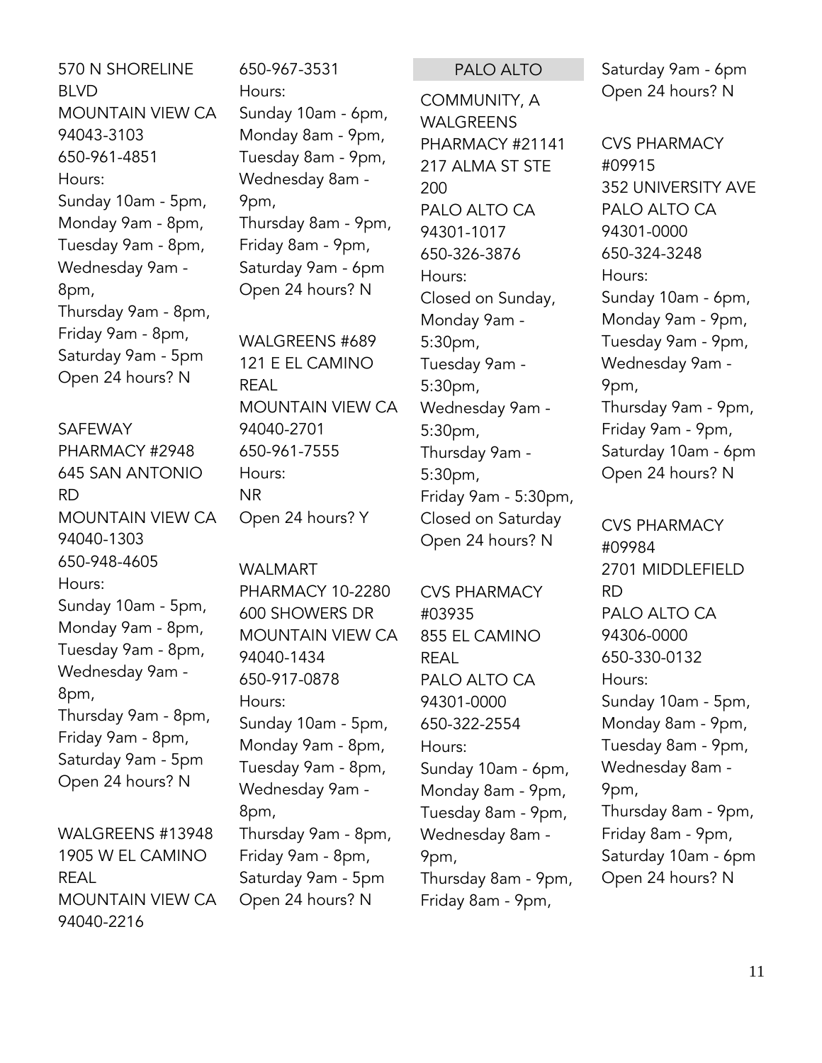570 N SHORELINE BLVD
MOUNTAIN VIEW CA 94043-3103
650-961-4851
Hours:
Sunday 10am - 5pm,
Monday 9am - 8pm,
Tuesday 9am - 8pm,
Wednesday 9am - 8pm,
Thursday 9am - 8pm,
Friday 9am - 8pm,
Saturday 9am - 5pm
Open 24 hours? N

SAFEWAY PHARMACY #2948
645 SAN ANTONIO RD
MOUNTAIN VIEW CA 94040-1303
650-948-4605
Hours:
Sunday 10am - 5pm,
Monday 9am - 8pm,
Tuesday 9am - 8pm,
Wednesday 9am - 8pm,
Thursday 9am - 8pm,
Friday 9am - 8pm,
Saturday 9am - 5pm
Open 24 hours? N

WALGREENS #13948
1905 W EL CAMINO REAL
MOUNTAIN VIEW CA 94040-2216
650-967-3531
Hours:
Sunday 10am - 6pm,
Monday 8am - 9pm,
Tuesday 8am - 9pm,
Wednesday 8am - 9pm,
Thursday 8am - 9pm,
Friday 8am - 9pm,
Saturday 9am - 6pm
Open 24 hours? N

WALGREENS #689
121 E EL CAMINO REAL
MOUNTAIN VIEW CA 94040-2701
650-961-7555
Hours:
NR
Open 24 hours? Y

WALMART PHARMACY 10-2280
600 SHOWERS DR
MOUNTAIN VIEW CA 94040-1434
650-917-0878
Hours:
Sunday 10am - 5pm,
Monday 9am - 8pm,
Tuesday 9am - 8pm,
Wednesday 9am - 8pm,
Thursday 9am - 8pm,
Friday 9am - 8pm,
Saturday 9am - 5pm
Open 24 hours? N

## PALO ALTO

COMMUNITY, A WALGREENS PHARMACY #21141
217 ALMA ST STE 200
PALO ALTO CA 94301-1017
650-326-3876
Hours:
Closed on Sunday,
Monday 9am - 5:30pm,
Tuesday 9am - 5:30pm,
Wednesday 9am - 5:30pm,
Thursday 9am - 5:30pm,
Friday 9am - 5:30pm,
Closed on Saturday
Open 24 hours? N

CVS PHARMACY #03935
855 EL CAMINO REAL
PALO ALTO CA 94301-0000
650-322-2554
Hours:
Sunday 10am - 6pm,
Monday 8am - 9pm,
Tuesday 8am - 9pm,
Wednesday 8am - 9pm,
Thursday 8am - 9pm,
Friday 8am - 9pm,
Saturday 9am - 6pm
Open 24 hours? N

CVS PHARMACY #09915
352 UNIVERSITY AVE
PALO ALTO CA 94301-0000
650-324-3248
Hours:
Sunday 10am - 6pm,
Monday 9am - 9pm,
Tuesday 9am - 9pm,
Wednesday 9am - 9pm,
Thursday 9am - 9pm,
Friday 9am - 9pm,
Saturday 10am - 6pm
Open 24 hours? N

CVS PHARMACY #09984
2701 MIDDLEFIELD RD
PALO ALTO CA 94306-0000
650-330-0132
Hours:
Sunday 10am - 5pm,
Monday 8am - 9pm,
Tuesday 8am - 9pm,
Wednesday 8am - 9pm,
Thursday 8am - 9pm,
Friday 8am - 9pm,
Saturday 10am - 6pm
Open 24 hours? N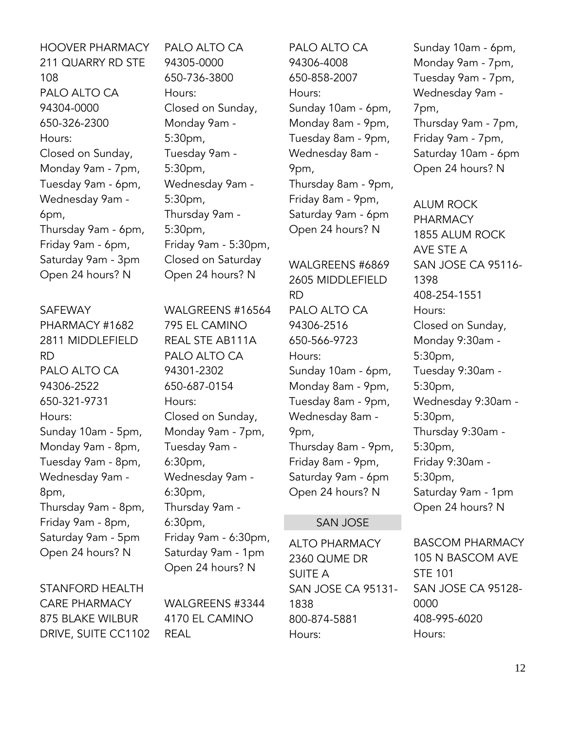HOOVER PHARMACY
211 QUARRY RD STE 108
PALO ALTO CA 94304-0000
650-326-2300
Hours:
Closed on Sunday,
Monday 9am - 7pm,
Tuesday 9am - 6pm,
Wednesday 9am - 6pm,
Thursday 9am - 6pm,
Friday 9am - 6pm,
Saturday 9am - 3pm
Open 24 hours? N

SAFEWAY PHARMACY #1682
2811 MIDDLEFIELD RD
PALO ALTO CA 94306-2522
650-321-9731
Hours:
Sunday 10am - 5pm,
Monday 9am - 8pm,
Tuesday 9am - 8pm,
Wednesday 9am - 8pm,
Thursday 9am - 8pm,
Friday 9am - 8pm,
Saturday 9am - 5pm
Open 24 hours? N

STANFORD HEALTH CARE PHARMACY
875 BLAKE WILBUR DRIVE, SUITE CC1102
PALO ALTO CA 94305-0000
650-736-3800
Hours:
Closed on Sunday,
Monday 9am - 5:30pm,
Tuesday 9am - 5:30pm,
Wednesday 9am - 5:30pm,
Thursday 9am - 5:30pm,
Friday 9am - 5:30pm,
Closed on Saturday
Open 24 hours? N

WALGREENS #16564
795 EL CAMINO REAL STE AB111A
PALO ALTO CA 94301-2302
650-687-0154
Hours:
Closed on Sunday,
Monday 9am - 7pm,
Tuesday 9am - 6:30pm,
Wednesday 9am - 6:30pm,
Thursday 9am - 6:30pm,
Friday 9am - 6:30pm,
Saturday 9am - 1pm
Open 24 hours? N

WALGREENS #3344
4170 EL CAMINO REAL
PALO ALTO CA 94306-4008
650-858-2007
Hours:
Sunday 10am - 6pm,
Monday 8am - 9pm,
Tuesday 8am - 9pm,
Wednesday 8am - 9pm,
Thursday 8am - 9pm,
Friday 8am - 9pm,
Saturday 9am - 6pm
Open 24 hours? N

WALGREENS #6869
2605 MIDDLEFIELD RD
PALO ALTO CA 94306-2516
650-566-9723
Hours:
Sunday 10am - 6pm,
Monday 8am - 9pm,
Tuesday 8am - 9pm,
Wednesday 8am - 9pm,
Thursday 8am - 9pm,
Friday 8am - 9pm,
Saturday 9am - 6pm
Open 24 hours? N

## SAN JOSE

ALTO PHARMACY
2360 QUME DR SUITE A
SAN JOSE CA 95131-1838
800-874-5881
Hours:
Sunday 10am - 6pm,
Monday 9am - 7pm,
Tuesday 9am - 7pm,
Wednesday 9am - 7pm,
Thursday 9am - 7pm,
Friday 9am - 7pm,
Saturday 10am - 6pm
Open 24 hours? N

ALUM ROCK PHARMACY
1855 ALUM ROCK AVE STE A
SAN JOSE CA 95116-1398
408-254-1551
Hours:
Closed on Sunday,
Monday 9:30am - 5:30pm,
Tuesday 9:30am - 5:30pm,
Wednesday 9:30am - 5:30pm,
Thursday 9:30am - 5:30pm,
Friday 9:30am - 5:30pm,
Saturday 9am - 1pm
Open 24 hours? N

BASCOM PHARMACY
105 N BASCOM AVE STE 101
SAN JOSE CA 95128-0000
408-995-6020
Hours: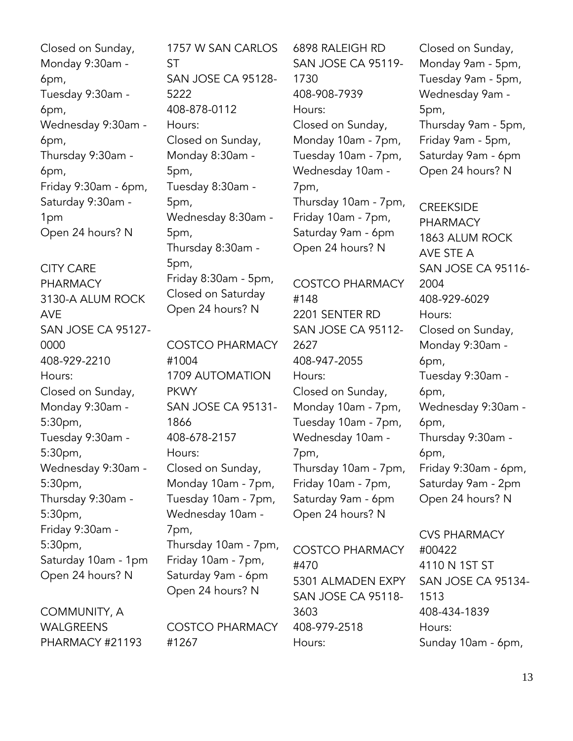Closed on Sunday,
Monday 9:30am - 6pm,
Tuesday 9:30am - 6pm,
Wednesday 9:30am - 6pm,
Thursday 9:30am - 6pm,
Friday 9:30am - 6pm,
Saturday 9:30am - 1pm
Open 24 hours? N

CITY CARE PHARMACY
3130-A ALUM ROCK AVE
SAN JOSE CA 95127-0000
408-929-2210
Hours:
Closed on Sunday,
Monday 9:30am - 5:30pm,
Tuesday 9:30am - 5:30pm,
Wednesday 9:30am - 5:30pm,
Thursday 9:30am - 5:30pm,
Friday 9:30am - 5:30pm,
Saturday 10am - 1pm
Open 24 hours? N

COMMUNITY, A WALGREENS PHARMACY #21193
1757 W SAN CARLOS ST
SAN JOSE CA 95128-5222
408-878-0112
Hours:
Closed on Sunday,
Monday 8:30am - 5pm,
Tuesday 8:30am - 5pm,
Wednesday 8:30am - 5pm,
Thursday 8:30am - 5pm,
Friday 8:30am - 5pm,
Closed on Saturday
Open 24 hours? N

COSTCO PHARMACY #1004
1709 AUTOMATION PKWY
SAN JOSE CA 95131-1866
408-678-2157
Hours:
Closed on Sunday,
Monday 10am - 7pm,
Tuesday 10am - 7pm,
Wednesday 10am - 7pm,
Thursday 10am - 7pm,
Friday 10am - 7pm,
Saturday 9am - 6pm
Open 24 hours? N

COSTCO PHARMACY #1267
6898 RALEIGH RD
SAN JOSE CA 95119-1730
408-908-7939
Hours:
Closed on Sunday,
Monday 10am - 7pm,
Tuesday 10am - 7pm,
Wednesday 10am - 7pm,
Thursday 10am - 7pm,
Friday 10am - 7pm,
Saturday 9am - 6pm
Open 24 hours? N

COSTCO PHARMACY #148
2201 SENTER RD
SAN JOSE CA 95112-2627
408-947-2055
Hours:
Closed on Sunday,
Monday 10am - 7pm,
Tuesday 10am - 7pm,
Wednesday 10am - 7pm,
Thursday 10am - 7pm,
Friday 10am - 7pm,
Saturday 9am - 6pm
Open 24 hours? N

COSTCO PHARMACY #470
5301 ALMADEN EXPY
SAN JOSE CA 95118-3603
408-979-2518
Hours:
Closed on Sunday,
Monday 9am - 5pm,
Tuesday 9am - 5pm,
Wednesday 9am - 5pm,
Thursday 9am - 5pm,
Friday 9am - 5pm,
Saturday 9am - 6pm
Open 24 hours? N

CREEKSIDE PHARMACY
1863 ALUM ROCK AVE STE A
SAN JOSE CA 95116-2004
408-929-6029
Hours:
Closed on Sunday,
Monday 9:30am - 6pm,
Tuesday 9:30am - 6pm,
Wednesday 9:30am - 6pm,
Thursday 9:30am - 6pm,
Friday 9:30am - 6pm,
Saturday 9am - 2pm
Open 24 hours? N

CVS PHARMACY #00422
4110 N 1ST ST
SAN JOSE CA 95134-1513
408-434-1839
Hours:
Sunday 10am - 6pm,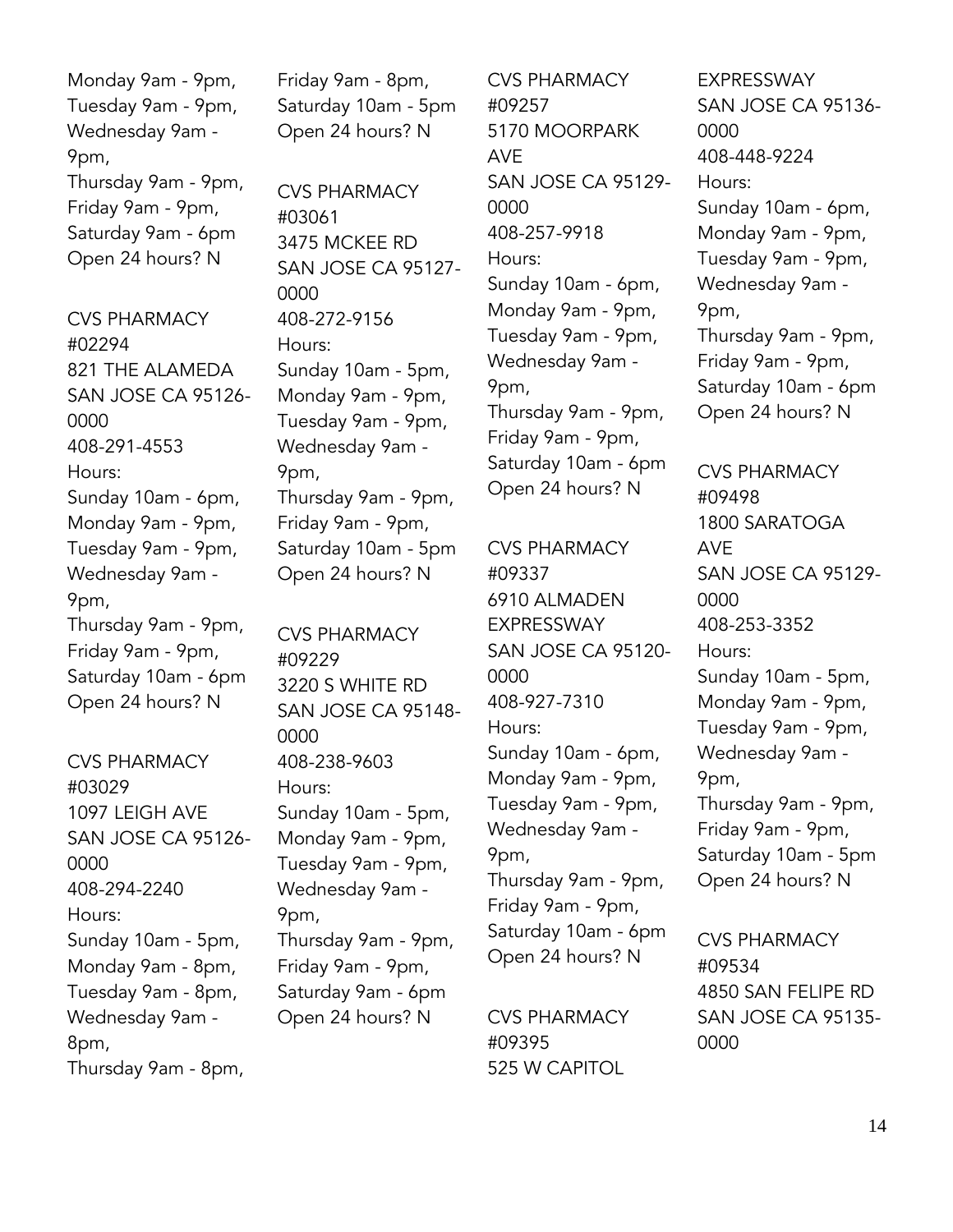Monday 9am - 9pm,
Tuesday 9am - 9pm,
Wednesday 9am - 9pm,
Thursday 9am - 9pm,
Friday 9am - 9pm,
Saturday 9am - 6pm
Open 24 hours? N

CVS PHARMACY
#02294
821 THE ALAMEDA
SAN JOSE CA 95126-0000
408-291-4553
Hours:
Sunday 10am - 6pm,
Monday 9am - 9pm,
Tuesday 9am - 9pm,
Wednesday 9am - 9pm,
Thursday 9am - 9pm,
Friday 9am - 9pm,
Saturday 10am - 6pm
Open 24 hours? N

CVS PHARMACY
#03029
1097 LEIGH AVE
SAN JOSE CA 95126-0000
408-294-2240
Hours:
Sunday 10am - 5pm,
Monday 9am - 8pm,
Tuesday 9am - 8pm,
Wednesday 9am - 8pm,
Thursday 9am - 8pm,
Friday 9am - 8pm,
Saturday 10am - 5pm
Open 24 hours? N

CVS PHARMACY
#03061
3475 MCKEE RD
SAN JOSE CA 95127-0000
408-272-9156
Hours:
Sunday 10am - 5pm,
Monday 9am - 9pm,
Tuesday 9am - 9pm,
Wednesday 9am - 9pm,
Thursday 9am - 9pm,
Friday 9am - 9pm,
Saturday 10am - 5pm
Open 24 hours? N

CVS PHARMACY
#09229
3220 S WHITE RD
SAN JOSE CA 95148-0000
408-238-9603
Hours:
Sunday 10am - 5pm,
Monday 9am - 9pm,
Tuesday 9am - 9pm,
Wednesday 9am - 9pm,
Thursday 9am - 9pm,
Friday 9am - 9pm,
Saturday 9am - 6pm
Open 24 hours? N

CVS PHARMACY
#09257
5170 MOORPARK AVE
SAN JOSE CA 95129-0000
408-257-9918
Hours:
Sunday 10am - 6pm,
Monday 9am - 9pm,
Tuesday 9am - 9pm,
Wednesday 9am - 9pm,
Thursday 9am - 9pm,
Friday 9am - 9pm,
Saturday 10am - 6pm
Open 24 hours? N

CVS PHARMACY
#09337
6910 ALMADEN EXPRESSWAY
SAN JOSE CA 95120-0000
408-927-7310
Hours:
Sunday 10am - 6pm,
Monday 9am - 9pm,
Tuesday 9am - 9pm,
Wednesday 9am - 9pm,
Thursday 9am - 9pm,
Friday 9am - 9pm,
Saturday 10am - 6pm
Open 24 hours? N

CVS PHARMACY
#09395
525 W CAPITOL EXPRESSWAY
SAN JOSE CA 95136-0000
408-448-9224
Hours:
Sunday 10am - 6pm,
Monday 9am - 9pm,
Tuesday 9am - 9pm,
Wednesday 9am - 9pm,
Thursday 9am - 9pm,
Friday 9am - 9pm,
Saturday 10am - 6pm
Open 24 hours? N

CVS PHARMACY
#09498
1800 SARATOGA AVE
SAN JOSE CA 95129-0000
408-253-3352
Hours:
Sunday 10am - 5pm,
Monday 9am - 9pm,
Tuesday 9am - 9pm,
Wednesday 9am - 9pm,
Thursday 9am - 9pm,
Friday 9am - 9pm,
Saturday 10am - 5pm
Open 24 hours? N

CVS PHARMACY
#09534
4850 SAN FELIPE RD
SAN JOSE CA 95135-0000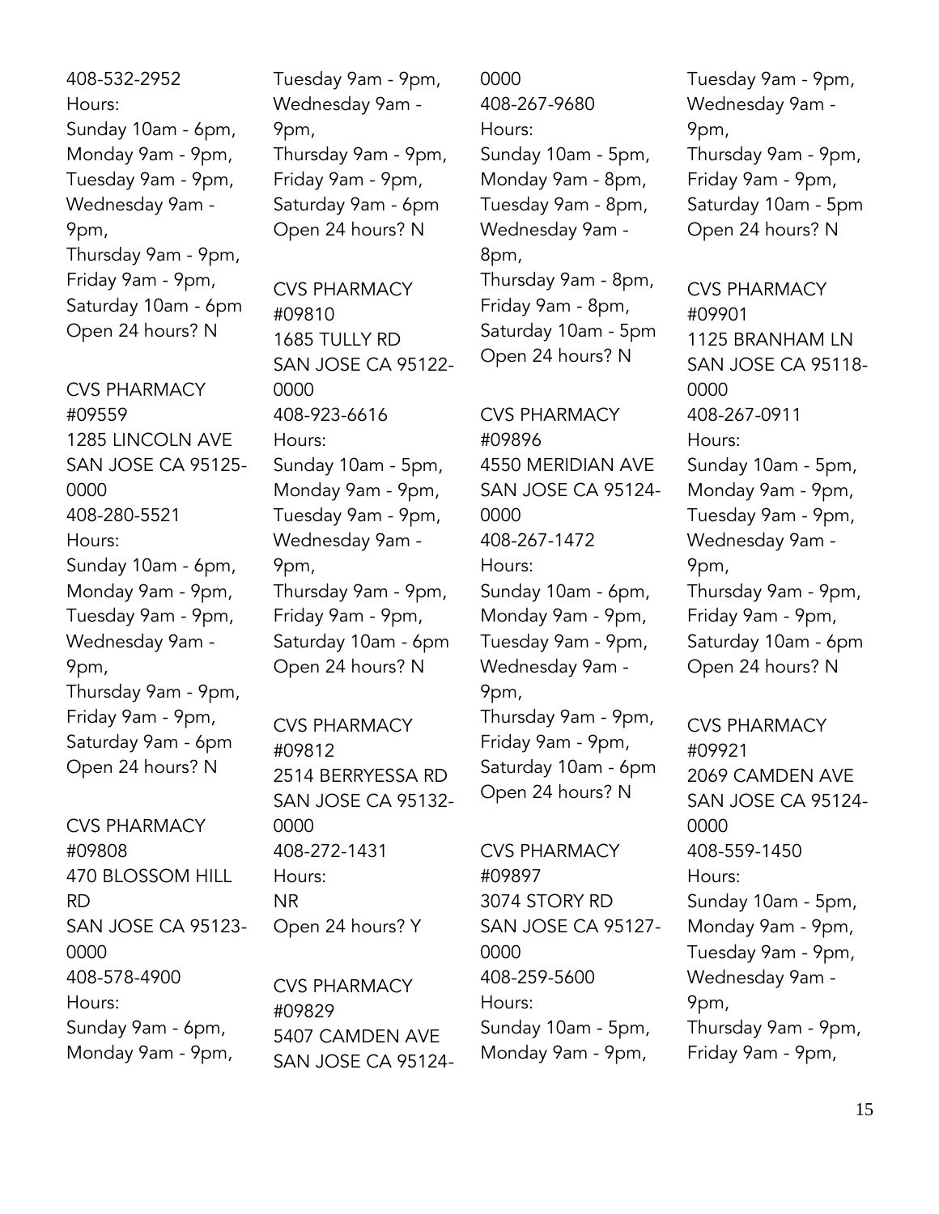408-532-2952
Hours:
Sunday 10am - 6pm,
Monday 9am - 9pm,
Tuesday 9am - 9pm,
Wednesday 9am - 9pm,
Thursday 9am - 9pm,
Friday 9am - 9pm,
Saturday 10am - 6pm
Open 24 hours? N

CVS PHARMACY #09559
1285 LINCOLN AVE
SAN JOSE CA 95125-0000
408-280-5521
Hours:
Sunday 10am - 6pm,
Monday 9am - 9pm,
Tuesday 9am - 9pm,
Wednesday 9am - 9pm,
Thursday 9am - 9pm,
Friday 9am - 9pm,
Saturday 9am - 6pm
Open 24 hours? N

CVS PHARMACY #09808
470 BLOSSOM HILL RD
SAN JOSE CA 95123-0000
408-578-4900
Hours:
Sunday 9am - 6pm,
Monday 9am - 9pm,
Tuesday 9am - 9pm,
Wednesday 9am - 9pm,
Thursday 9am - 9pm,
Friday 9am - 9pm,
Saturday 9am - 6pm
Open 24 hours? N

CVS PHARMACY #09810
1685 TULLY RD
SAN JOSE CA 95122-0000
408-923-6616
Hours:
Sunday 10am - 5pm,
Monday 9am - 9pm,
Tuesday 9am - 9pm,
Wednesday 9am - 9pm,
Thursday 9am - 9pm,
Friday 9am - 9pm,
Saturday 10am - 6pm
Open 24 hours? N

CVS PHARMACY #09812
2514 BERRYESSA RD
SAN JOSE CA 95132-0000
408-272-1431
Hours:
NR
Open 24 hours? Y

CVS PHARMACY #09829
5407 CAMDEN AVE
SAN JOSE CA 95124-0000
408-267-9680
Hours:
Sunday 10am - 5pm,
Monday 9am - 8pm,
Tuesday 9am - 8pm,
Wednesday 9am - 8pm,
Thursday 9am - 8pm,
Friday 9am - 8pm,
Saturday 10am - 5pm
Open 24 hours? N

CVS PHARMACY #09896
4550 MERIDIAN AVE
SAN JOSE CA 95124-0000
408-267-1472
Hours:
Sunday 10am - 6pm,
Monday 9am - 9pm,
Tuesday 9am - 9pm,
Wednesday 9am - 9pm,
Thursday 9am - 9pm,
Friday 9am - 9pm,
Saturday 10am - 6pm
Open 24 hours? N

CVS PHARMACY #09897
3074 STORY RD
SAN JOSE CA 95127-0000
408-259-5600
Hours:
Sunday 10am - 5pm,
Monday 9am - 9pm,
Tuesday 9am - 9pm,
Wednesday 9am - 9pm,
Thursday 9am - 9pm,
Friday 9am - 9pm,
Saturday 10am - 5pm
Open 24 hours? N

CVS PHARMACY #09901
1125 BRANHAM LN
SAN JOSE CA 95118-0000
408-267-0911
Hours:
Sunday 10am - 5pm,
Monday 9am - 9pm,
Tuesday 9am - 9pm,
Wednesday 9am - 9pm,
Thursday 9am - 9pm,
Friday 9am - 9pm,
Saturday 10am - 6pm
Open 24 hours? N

CVS PHARMACY #09921
2069 CAMDEN AVE
SAN JOSE CA 95124-0000
408-559-1450
Hours:
Sunday 10am - 5pm,
Monday 9am - 9pm,
Tuesday 9am - 9pm,
Wednesday 9am - 9pm,
Thursday 9am - 9pm,
Friday 9am - 9pm,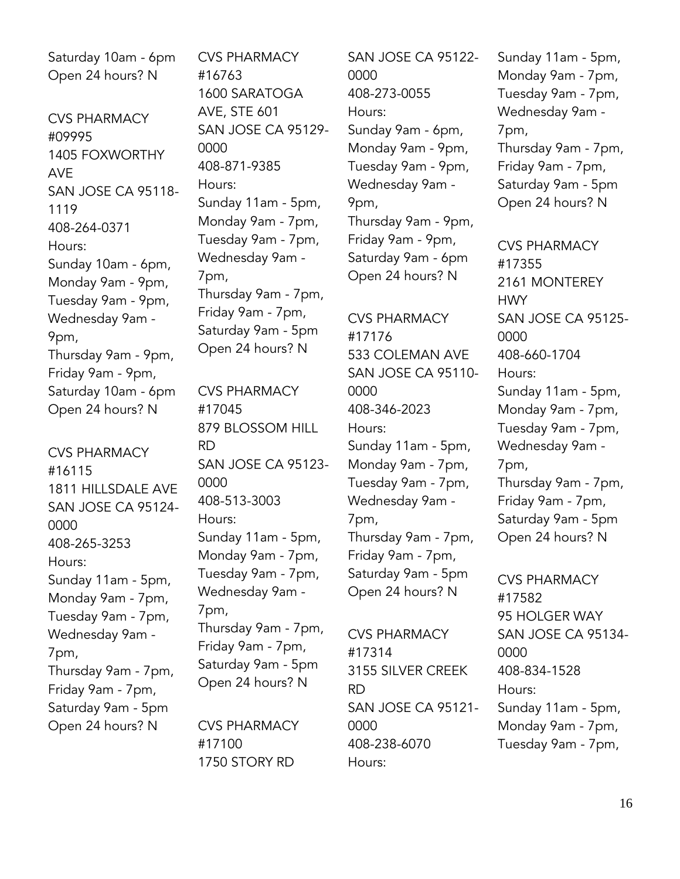Saturday 10am - 6pm
Open 24 hours? N

CVS PHARMACY
#09995
1405 FOXWORTHY AVE
SAN JOSE CA 95118-1119
408-264-0371
Hours:
Sunday 10am - 6pm,
Monday 9am - 9pm,
Tuesday 9am - 9pm,
Wednesday 9am - 9pm,
Thursday 9am - 9pm,
Friday 9am - 9pm,
Saturday 10am - 6pm
Open 24 hours? N

CVS PHARMACY
#16115
1811 HILLSDALE AVE
SAN JOSE CA 95124-0000
408-265-3253
Hours:
Sunday 11am - 5pm,
Monday 9am - 7pm,
Tuesday 9am - 7pm,
Wednesday 9am - 7pm,
Thursday 9am - 7pm,
Friday 9am - 7pm,
Saturday 9am - 5pm
Open 24 hours? N

CVS PHARMACY
#16763
1600 SARATOGA AVE, STE 601
SAN JOSE CA 95129-0000
408-871-9385
Hours:
Sunday 11am - 5pm,
Monday 9am - 7pm,
Tuesday 9am - 7pm,
Wednesday 9am - 7pm,
Thursday 9am - 7pm,
Friday 9am - 7pm,
Saturday 9am - 5pm
Open 24 hours? N

CVS PHARMACY
#17045
879 BLOSSOM HILL RD
SAN JOSE CA 95123-0000
408-513-3003
Hours:
Sunday 11am - 5pm,
Monday 9am - 7pm,
Tuesday 9am - 7pm,
Wednesday 9am - 7pm,
Thursday 9am - 7pm,
Friday 9am - 7pm,
Saturday 9am - 5pm
Open 24 hours? N

CVS PHARMACY
#17100
1750 STORY RD
SAN JOSE CA 95122-0000
408-273-0055
Hours:
Sunday 9am - 6pm,
Monday 9am - 9pm,
Tuesday 9am - 9pm,
Wednesday 9am - 9pm,
Thursday 9am - 9pm,
Friday 9am - 9pm,
Saturday 9am - 6pm
Open 24 hours? N

CVS PHARMACY
#17176
533 COLEMAN AVE
SAN JOSE CA 95110-0000
408-346-2023
Hours:
Sunday 11am - 5pm,
Monday 9am - 7pm,
Tuesday 9am - 7pm,
Wednesday 9am - 7pm,
Thursday 9am - 7pm,
Friday 9am - 7pm,
Saturday 9am - 5pm
Open 24 hours? N

CVS PHARMACY
#17314
3155 SILVER CREEK RD
SAN JOSE CA 95121-0000
408-238-6070
Hours:
Sunday 11am - 5pm,
Monday 9am - 7pm,
Tuesday 9am - 7pm,
Wednesday 9am - 7pm,
Thursday 9am - 7pm,
Friday 9am - 7pm,
Saturday 9am - 5pm
Open 24 hours? N

CVS PHARMACY
#17355
2161 MONTEREY HWY
SAN JOSE CA 95125-0000
408-660-1704
Hours:
Sunday 11am - 5pm,
Monday 9am - 7pm,
Tuesday 9am - 7pm,
Wednesday 9am - 7pm,
Thursday 9am - 7pm,
Friday 9am - 7pm,
Saturday 9am - 5pm
Open 24 hours? N

CVS PHARMACY
#17582
95 HOLGER WAY
SAN JOSE CA 95134-0000
408-834-1528
Hours:
Sunday 11am - 5pm,
Monday 9am - 7pm,
Tuesday 9am - 7pm,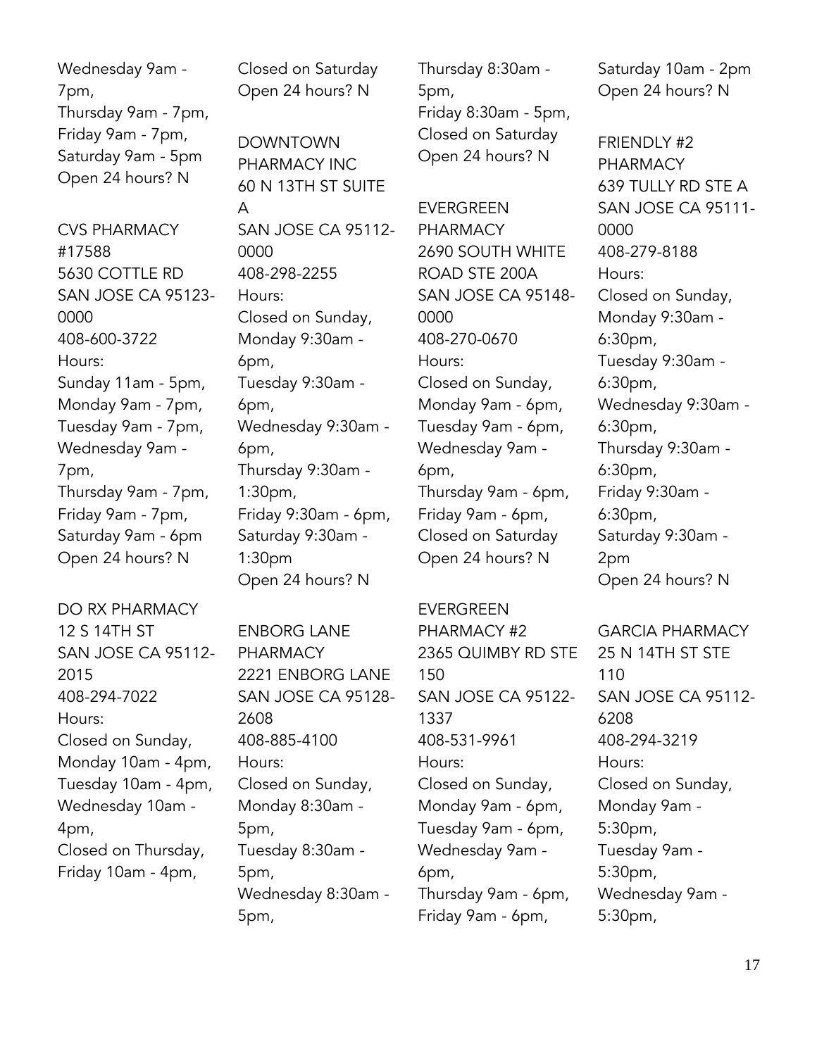Wednesday 9am - 7pm,
Thursday 9am - 7pm,
Friday 9am - 7pm,
Saturday 9am - 5pm
Open 24 hours? N

CVS PHARMACY #17588
5630 COTTLE RD
SAN JOSE CA 95123-0000
408-600-3722
Hours:
Sunday 11am - 5pm,
Monday 9am - 7pm,
Tuesday 9am - 7pm,
Wednesday 9am - 7pm,
Thursday 9am - 7pm,
Friday 9am - 7pm,
Saturday 9am - 6pm
Open 24 hours? N

DO RX PHARMACY
12 S 14TH ST
SAN JOSE CA 95112-2015
408-294-7022
Hours:
Closed on Sunday,
Monday 10am - 4pm,
Tuesday 10am - 4pm,
Wednesday 10am - 4pm,
Closed on Thursday,
Friday 10am - 4pm,
Closed on Saturday
Open 24 hours? N

DOWNTOWN PHARMACY INC
60 N 13TH ST SUITE A
SAN JOSE CA 95112-0000
408-298-2255
Hours:
Closed on Sunday,
Monday 9:30am - 6pm,
Tuesday 9:30am - 6pm,
Wednesday 9:30am - 6pm,
Thursday 9:30am - 1:30pm,
Friday 9:30am - 6pm,
Saturday 9:30am - 1:30pm
Open 24 hours? N

ENBORG LANE PHARMACY
2221 ENBORG LANE
SAN JOSE CA 95128-2608
408-885-4100
Hours:
Closed on Sunday,
Monday 8:30am - 5pm,
Tuesday 8:30am - 5pm,
Wednesday 8:30am - 5pm,
Thursday 8:30am - 5pm,
Friday 8:30am - 5pm,
Closed on Saturday
Open 24 hours? N

EVERGREEN PHARMACY
2690 SOUTH WHITE ROAD STE 200A
SAN JOSE CA 95148-0000
408-270-0670
Hours:
Closed on Sunday,
Monday 9am - 6pm,
Tuesday 9am - 6pm,
Wednesday 9am - 6pm,
Thursday 9am - 6pm,
Friday 9am - 6pm,
Closed on Saturday
Open 24 hours? N

EVERGREEN PHARMACY #2
2365 QUIMBY RD STE 150
SAN JOSE CA 95122-1337
408-531-9961
Hours:
Closed on Sunday,
Monday 9am - 6pm,
Tuesday 9am - 6pm,
Wednesday 9am - 6pm,
Thursday 9am - 6pm,
Friday 9am - 6pm,
Saturday 10am - 2pm
Open 24 hours? N

FRIENDLY #2 PHARMACY
639 TULLY RD STE A
SAN JOSE CA 95111-0000
408-279-8188
Hours:
Closed on Sunday,
Monday 9:30am - 6:30pm,
Tuesday 9:30am - 6:30pm,
Wednesday 9:30am - 6:30pm,
Thursday 9:30am - 6:30pm,
Friday 9:30am - 6:30pm,
Saturday 9:30am - 2pm
Open 24 hours? N

GARCIA PHARMACY
25 N 14TH ST STE 110
SAN JOSE CA 95112-6208
408-294-3219
Hours:
Closed on Sunday,
Monday 9am - 5:30pm,
Tuesday 9am - 5:30pm,
Wednesday 9am - 5:30pm,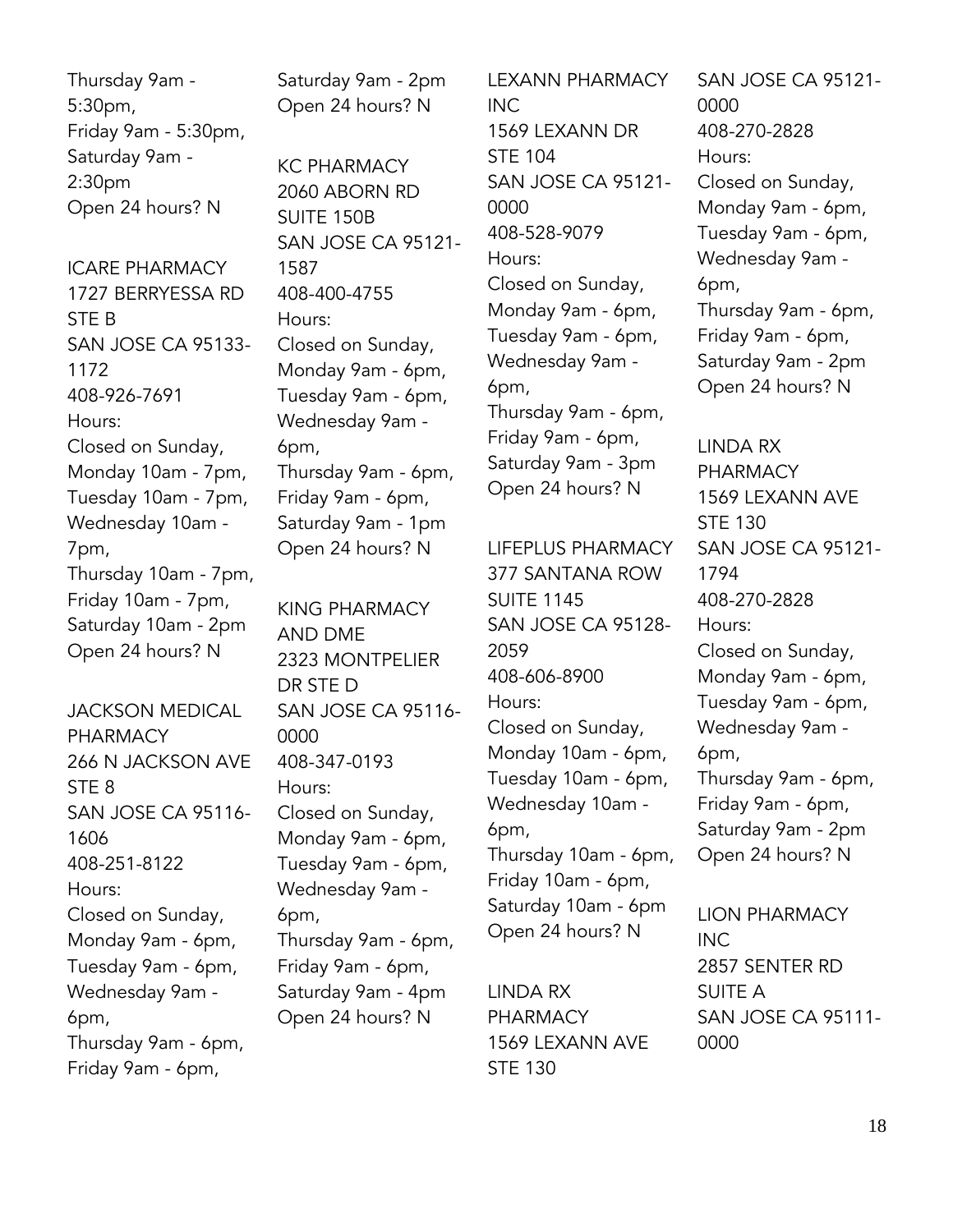Thursday 9am - 5:30pm,
Friday 9am - 5:30pm,
Saturday 9am - 2:30pm
Open 24 hours? N

ICARE PHARMACY
1727 BERRYESSA RD STE B
SAN JOSE CA 95133-1172
408-926-7691
Hours:
Closed on Sunday,
Monday 10am - 7pm,
Tuesday 10am - 7pm,
Wednesday 10am - 7pm,
Thursday 10am - 7pm,
Friday 10am - 7pm,
Saturday 10am - 2pm
Open 24 hours? N

JACKSON MEDICAL PHARMACY
266 N JACKSON AVE STE 8
SAN JOSE CA 95116-1606
408-251-8122
Hours:
Closed on Sunday,
Monday 9am - 6pm,
Tuesday 9am - 6pm,
Wednesday 9am - 6pm,
Thursday 9am - 6pm,
Friday 9am - 6pm,
Saturday 9am - 2pm
Open 24 hours? N

KC PHARMACY
2060 ABORN RD SUITE 150B
SAN JOSE CA 95121-1587
408-400-4755
Hours:
Closed on Sunday,
Monday 9am - 6pm,
Tuesday 9am - 6pm,
Wednesday 9am - 6pm,
Thursday 9am - 6pm,
Friday 9am - 6pm,
Saturday 9am - 1pm
Open 24 hours? N

KING PHARMACY AND DME
2323 MONTPELIER DR STE D
SAN JOSE CA 95116-0000
408-347-0193
Hours:
Closed on Sunday,
Monday 9am - 6pm,
Tuesday 9am - 6pm,
Wednesday 9am - 6pm,
Thursday 9am - 6pm,
Friday 9am - 6pm,
Saturday 9am - 4pm
Open 24 hours? N

LEXANN PHARMACY INC
1569 LEXANN DR STE 104
SAN JOSE CA 95121-0000
408-528-9079
Hours:
Closed on Sunday,
Monday 9am - 6pm,
Tuesday 9am - 6pm,
Wednesday 9am - 6pm,
Thursday 9am - 6pm,
Friday 9am - 6pm,
Saturday 9am - 3pm
Open 24 hours? N

LIFEPLUS PHARMACY
377 SANTANA ROW SUITE 1145
SAN JOSE CA 95128-2059
408-606-8900
Hours:
Closed on Sunday,
Monday 10am - 6pm,
Tuesday 10am - 6pm,
Wednesday 10am - 6pm,
Thursday 10am - 6pm,
Friday 10am - 6pm,
Saturday 10am - 6pm
Open 24 hours? N

LINDA RX PHARMACY
1569 LEXANN AVE STE 130
SAN JOSE CA 95121-0000
408-270-2828
Hours:
Closed on Sunday,
Monday 9am - 6pm,
Tuesday 9am - 6pm,
Wednesday 9am - 6pm,
Thursday 9am - 6pm,
Friday 9am - 6pm,
Saturday 9am - 2pm
Open 24 hours? N

LINDA RX PHARMACY
1569 LEXANN AVE STE 130
SAN JOSE CA 95121-1794
408-270-2828
Hours:
Closed on Sunday,
Monday 9am - 6pm,
Tuesday 9am - 6pm,
Wednesday 9am - 6pm,
Thursday 9am - 6pm,
Friday 9am - 6pm,
Saturday 9am - 2pm
Open 24 hours? N

LION PHARMACY INC
2857 SENTER RD SUITE A
SAN JOSE CA 95111-0000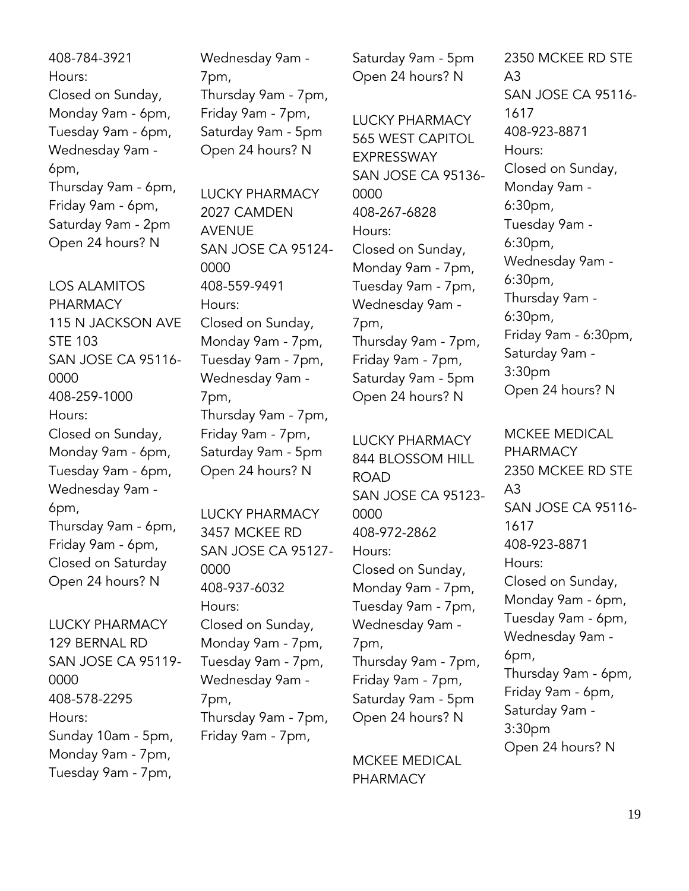408-784-3921
Hours:
Closed on Sunday,
Monday 9am - 6pm,
Tuesday 9am - 6pm,
Wednesday 9am - 6pm,
Thursday 9am - 6pm,
Friday 9am - 6pm,
Saturday 9am - 2pm
Open 24 hours? N

LOS ALAMITOS PHARMACY
115 N JACKSON AVE STE 103
SAN JOSE CA 95116-0000
408-259-1000
Hours:
Closed on Sunday,
Monday 9am - 6pm,
Tuesday 9am - 6pm,
Wednesday 9am - 6pm,
Thursday 9am - 6pm,
Friday 9am - 6pm,
Closed on Saturday
Open 24 hours? N

LUCKY PHARMACY
129 BERNAL RD
SAN JOSE CA 95119-0000
408-578-2295
Hours:
Sunday 10am - 5pm,
Monday 9am - 7pm,
Tuesday 9am - 7pm,
Wednesday 9am - 7pm,
Thursday 9am - 7pm,
Friday 9am - 7pm,
Saturday 9am - 5pm
Open 24 hours? N

LUCKY PHARMACY
2027 CAMDEN AVENUE
SAN JOSE CA 95124-0000
408-559-9491
Hours:
Closed on Sunday,
Monday 9am - 7pm,
Tuesday 9am - 7pm,
Wednesday 9am - 7pm,
Thursday 9am - 7pm,
Friday 9am - 7pm,
Saturday 9am - 5pm
Open 24 hours? N

LUCKY PHARMACY
3457 MCKEE RD
SAN JOSE CA 95127-0000
408-937-6032
Hours:
Closed on Sunday,
Monday 9am - 7pm,
Tuesday 9am - 7pm,
Wednesday 9am - 7pm,
Thursday 9am - 7pm,
Friday 9am - 7pm,
Saturday 9am - 5pm
Open 24 hours? N

LUCKY PHARMACY
565 WEST CAPITOL EXPRESSWAY
SAN JOSE CA 95136-0000
408-267-6828
Hours:
Closed on Sunday,
Monday 9am - 7pm,
Tuesday 9am - 7pm,
Wednesday 9am - 7pm,
Thursday 9am - 7pm,
Friday 9am - 7pm,
Saturday 9am - 5pm
Open 24 hours? N

LUCKY PHARMACY
844 BLOSSOM HILL ROAD
SAN JOSE CA 95123-0000
408-972-2862
Hours:
Closed on Sunday,
Monday 9am - 7pm,
Tuesday 9am - 7pm,
Wednesday 9am - 7pm,
Thursday 9am - 7pm,
Friday 9am - 7pm,
Saturday 9am - 5pm
Open 24 hours? N

MCKEE MEDICAL PHARMACY
2350 MCKEE RD STE A3
SAN JOSE CA 95116-1617
408-923-8871
Hours:
Closed on Sunday,
Monday 9am - 6:30pm,
Tuesday 9am - 6:30pm,
Wednesday 9am - 6:30pm,
Thursday 9am - 6:30pm,
Friday 9am - 6:30pm,
Saturday 9am - 3:30pm
Open 24 hours? N

MCKEE MEDICAL PHARMACY
2350 MCKEE RD STE A3
SAN JOSE CA 95116-1617
408-923-8871
Hours:
Closed on Sunday,
Monday 9am - 6pm,
Tuesday 9am - 6pm,
Wednesday 9am - 6pm,
Thursday 9am - 6pm,
Friday 9am - 6pm,
Saturday 9am - 3:30pm
Open 24 hours? N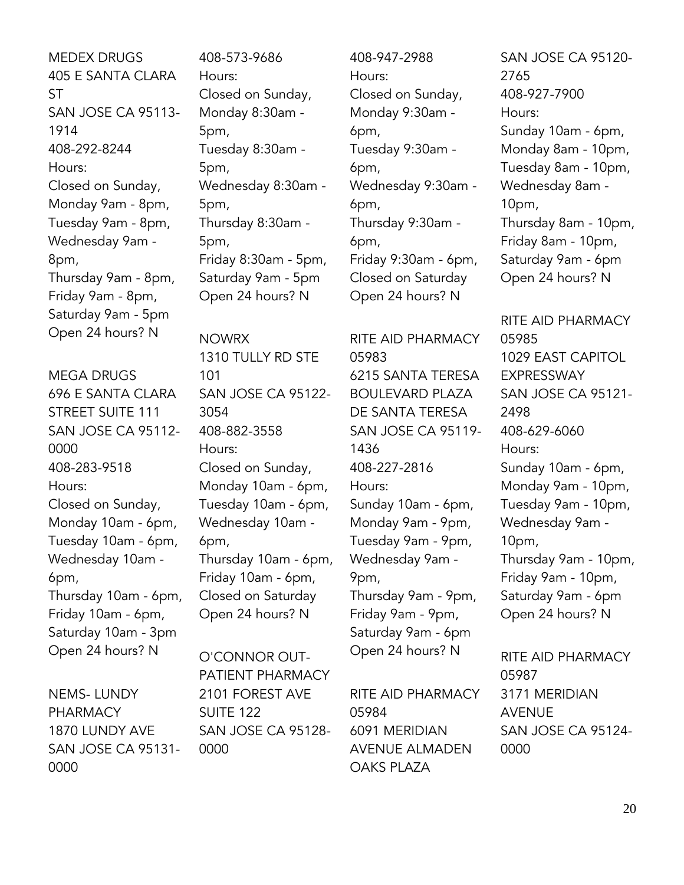MEDEX DRUGS
405 E SANTA CLARA ST
SAN JOSE CA 95113-1914
408-292-8244
Hours:
Closed on Sunday,
Monday 9am - 8pm,
Tuesday 9am - 8pm,
Wednesday 9am - 8pm,
Thursday 9am - 8pm,
Friday 9am - 8pm,
Saturday 9am - 5pm
Open 24 hours? N

MEGA DRUGS
696 E SANTA CLARA STREET SUITE 111
SAN JOSE CA 95112-0000
408-283-9518
Hours:
Closed on Sunday,
Monday 10am - 6pm,
Tuesday 10am - 6pm,
Wednesday 10am - 6pm,
Thursday 10am - 6pm,
Friday 10am - 6pm,
Saturday 10am - 3pm
Open 24 hours? N

NEMS- LUNDY PHARMACY
1870 LUNDY AVE
SAN JOSE CA 95131-0000
408-573-9686
Hours:
Closed on Sunday,
Monday 8:30am - 5pm,
Tuesday 8:30am - 5pm,
Wednesday 8:30am - 5pm,
Thursday 8:30am - 5pm,
Friday 8:30am - 5pm,
Saturday 9am - 5pm
Open 24 hours? N

NOWRX
1310 TULLY RD STE 101
SAN JOSE CA 95122-3054
408-882-3558
Hours:
Closed on Sunday,
Monday 10am - 6pm,
Tuesday 10am - 6pm,
Wednesday 10am - 6pm,
Thursday 10am - 6pm,
Friday 10am - 6pm,
Closed on Saturday
Open 24 hours? N

O'CONNOR OUT-PATIENT PHARMACY
2101 FOREST AVE SUITE 122
SAN JOSE CA 95128-0000
408-947-2988
Hours:
Closed on Sunday,
Monday 9:30am - 6pm,
Tuesday 9:30am - 6pm,
Wednesday 9:30am - 6pm,
Thursday 9:30am - 6pm,
Friday 9:30am - 6pm,
Closed on Saturday
Open 24 hours? N

RITE AID PHARMACY 05983
6215 SANTA TERESA BOULEVARD PLAZA DE SANTA TERESA
SAN JOSE CA 95119-1436
408-227-2816
Hours:
Sunday 10am - 6pm,
Monday 9am - 9pm,
Tuesday 9am - 9pm,
Wednesday 9am - 9pm,
Thursday 9am - 9pm,
Friday 9am - 9pm,
Saturday 9am - 6pm
Open 24 hours? N

RITE AID PHARMACY 05984
6091 MERIDIAN AVENUE ALMADEN OAKS PLAZA
SAN JOSE CA 95120-2765
408-927-7900
Hours:
Sunday 10am - 6pm,
Monday 8am - 10pm,
Tuesday 8am - 10pm,
Wednesday 8am - 10pm,
Thursday 8am - 10pm,
Friday 8am - 10pm,
Saturday 9am - 6pm
Open 24 hours? N

RITE AID PHARMACY 05985
1029 EAST CAPITOL EXPRESSWAY
SAN JOSE CA 95121-2498
408-629-6060
Hours:
Sunday 10am - 6pm,
Monday 9am - 10pm,
Tuesday 9am - 10pm,
Wednesday 9am - 10pm,
Thursday 9am - 10pm,
Friday 9am - 10pm,
Saturday 9am - 6pm
Open 24 hours? N

RITE AID PHARMACY 05987
3171 MERIDIAN AVENUE
SAN JOSE CA 95124-0000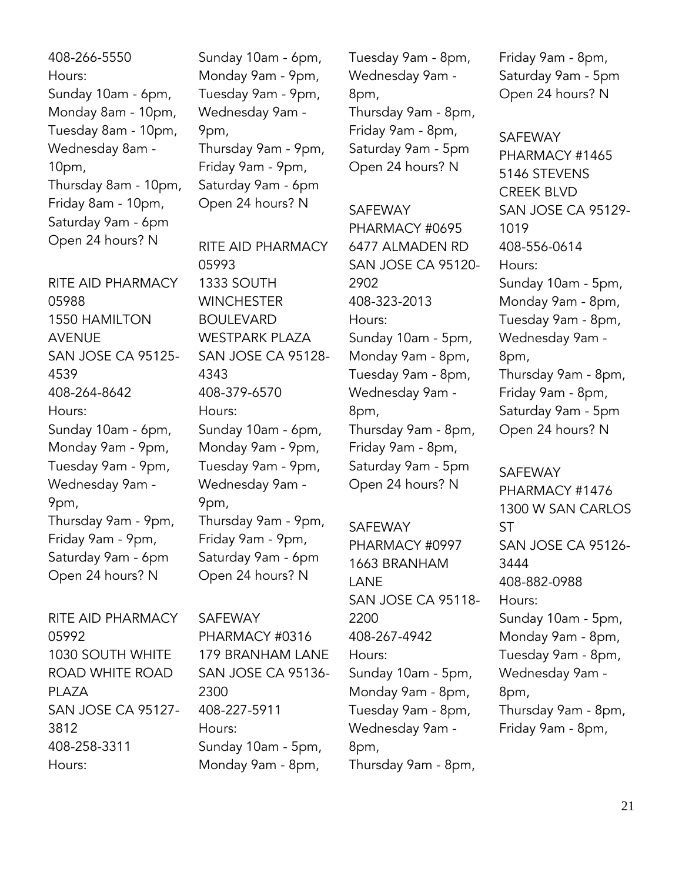408-266-5550
Hours:
Sunday 10am - 6pm,
Monday 8am - 10pm,
Tuesday 8am - 10pm,
Wednesday 8am - 10pm,
Thursday 8am - 10pm,
Friday 8am - 10pm,
Saturday 9am - 6pm
Open 24 hours? N

RITE AID PHARMACY 05988
1550 HAMILTON AVENUE
SAN JOSE CA 95125-4539
408-264-8642
Hours:
Sunday 10am - 6pm,
Monday 9am - 9pm,
Tuesday 9am - 9pm,
Wednesday 9am - 9pm,
Thursday 9am - 9pm,
Friday 9am - 9pm,
Saturday 9am - 6pm
Open 24 hours? N

RITE AID PHARMACY 05992
1030 SOUTH WHITE ROAD WHITE ROAD PLAZA
SAN JOSE CA 95127-3812
408-258-3311
Hours:
Sunday 10am - 6pm,
Monday 9am - 9pm,
Tuesday 9am - 9pm,
Wednesday 9am - 9pm,
Thursday 9am - 9pm,
Friday 9am - 9pm,
Saturday 9am - 6pm
Open 24 hours? N

RITE AID PHARMACY 05993
1333 SOUTH WINCHESTER BOULEVARD WESTPARK PLAZA
SAN JOSE CA 95128-4343
408-379-6570
Hours:
Sunday 10am - 6pm,
Monday 9am - 9pm,
Tuesday 9am - 9pm,
Wednesday 9am - 9pm,
Thursday 9am - 9pm,
Friday 9am - 9pm,
Saturday 9am - 6pm
Open 24 hours? N

SAFEWAY PHARMACY #0316
179 BRANHAM LANE
SAN JOSE CA 95136-2300
408-227-5911
Hours:
Sunday 10am - 5pm,
Monday 9am - 8pm,
Tuesday 9am - 8pm,
Wednesday 9am - 8pm,
Thursday 9am - 8pm,
Friday 9am - 8pm,
Saturday 9am - 5pm
Open 24 hours? N

SAFEWAY PHARMACY #0695
6477 ALMADEN RD
SAN JOSE CA 95120-2902
408-323-2013
Hours:
Sunday 10am - 5pm,
Monday 9am - 8pm,
Tuesday 9am - 8pm,
Wednesday 9am - 8pm,
Thursday 9am - 8pm,
Friday 9am - 8pm,
Saturday 9am - 5pm
Open 24 hours? N

SAFEWAY PHARMACY #0997
1663 BRANHAM LANE
SAN JOSE CA 95118-2200
408-267-4942
Hours:
Sunday 10am - 5pm,
Monday 9am - 8pm,
Tuesday 9am - 8pm,
Wednesday 9am - 8pm,
Thursday 9am - 8pm,
Friday 9am - 8pm,
Saturday 9am - 5pm
Open 24 hours? N

SAFEWAY PHARMACY #1465
5146 STEVENS CREEK BLVD
SAN JOSE CA 95129-1019
408-556-0614
Hours:
Sunday 10am - 5pm,
Monday 9am - 8pm,
Tuesday 9am - 8pm,
Wednesday 9am - 8pm,
Thursday 9am - 8pm,
Friday 9am - 8pm,
Saturday 9am - 5pm
Open 24 hours? N

SAFEWAY PHARMACY #1476
1300 W SAN CARLOS ST
SAN JOSE CA 95126-3444
408-882-0988
Hours:
Sunday 10am - 5pm,
Monday 9am - 8pm,
Tuesday 9am - 8pm,
Wednesday 9am - 8pm,
Thursday 9am - 8pm,
Friday 9am - 8pm,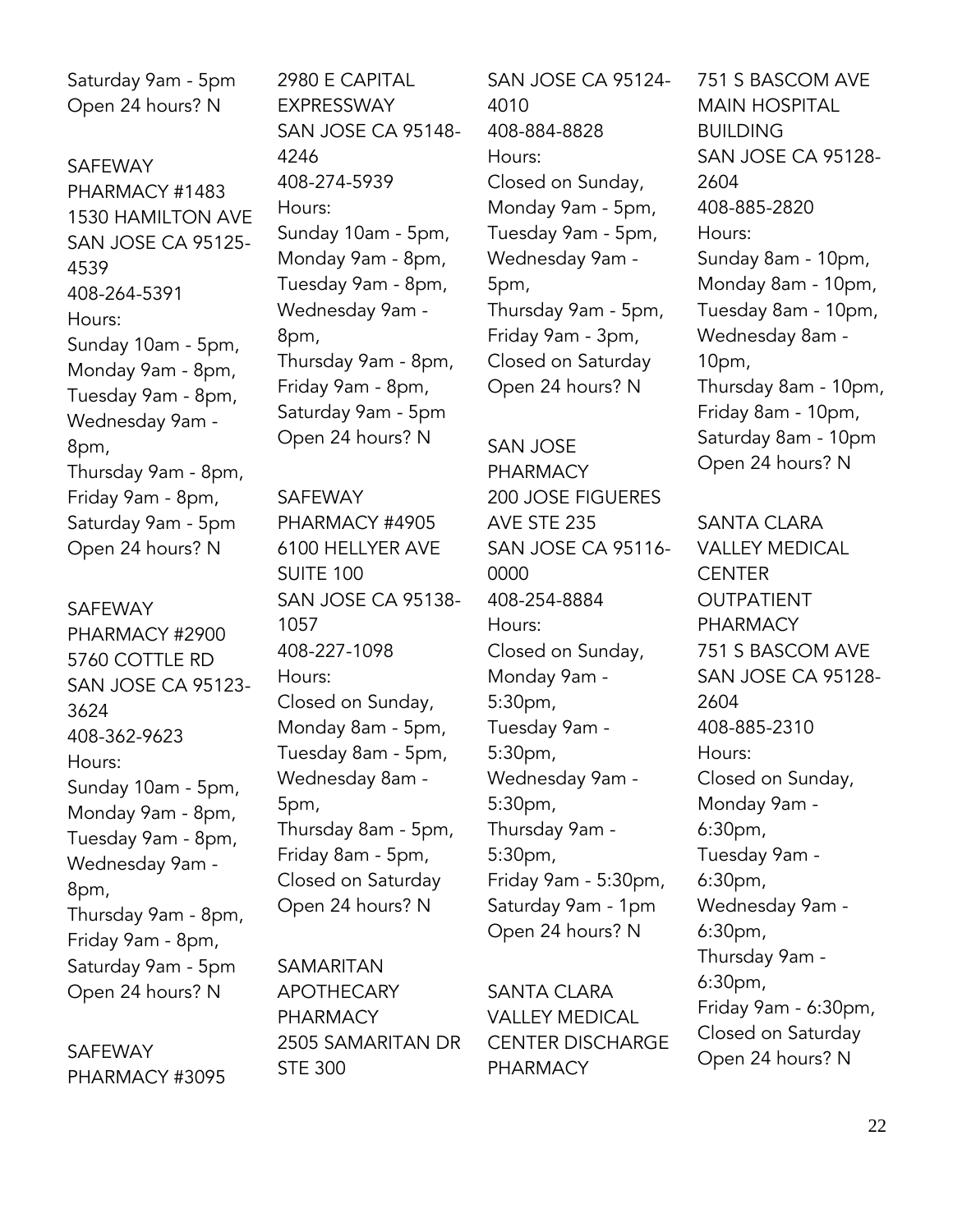Saturday 9am - 5pm
Open 24 hours? N

SAFEWAY PHARMACY #1483
1530 HAMILTON AVE
SAN JOSE CA 95125-4539
408-264-5391
Hours:
Sunday 10am - 5pm,
Monday 9am - 8pm,
Tuesday 9am - 8pm,
Wednesday 9am - 8pm,
Thursday 9am - 8pm,
Friday 9am - 8pm,
Saturday 9am - 5pm
Open 24 hours? N

SAFEWAY PHARMACY #2900
5760 COTTLE RD
SAN JOSE CA 95123-3624
408-362-9623
Hours:
Sunday 10am - 5pm,
Monday 9am - 8pm,
Tuesday 9am - 8pm,
Wednesday 9am - 8pm,
Thursday 9am - 8pm,
Friday 9am - 8pm,
Saturday 9am - 5pm
Open 24 hours? N

SAFEWAY PHARMACY #3095
2980 E CAPITAL EXPRESSWAY
SAN JOSE CA 95148-4246
408-274-5939
Hours:
Sunday 10am - 5pm,
Monday 9am - 8pm,
Tuesday 9am - 8pm,
Wednesday 9am - 8pm,
Thursday 9am - 8pm,
Friday 9am - 8pm,
Saturday 9am - 5pm
Open 24 hours? N

SAFEWAY PHARMACY #4905
6100 HELLYER AVE SUITE 100
SAN JOSE CA 95138-1057
408-227-1098
Hours:
Closed on Sunday,
Monday 8am - 5pm,
Tuesday 8am - 5pm,
Wednesday 8am - 5pm,
Thursday 8am - 5pm,
Friday 8am - 5pm,
Closed on Saturday
Open 24 hours? N

SAMARITAN APOTHECARY PHARMACY
2505 SAMARITAN DR STE 300
SAN JOSE CA 95124-4010
408-884-8828
Hours:
Closed on Sunday,
Monday 9am - 5pm,
Tuesday 9am - 5pm,
Wednesday 9am - 5pm,
Thursday 9am - 5pm,
Friday 9am - 3pm,
Closed on Saturday
Open 24 hours? N

SAN JOSE PHARMACY
200 JOSE FIGUERES AVE STE 235
SAN JOSE CA 95116-0000
408-254-8884
Hours:
Closed on Sunday,
Monday 9am - 5:30pm,
Tuesday 9am - 5:30pm,
Wednesday 9am - 5:30pm,
Thursday 9am - 5:30pm,
Friday 9am - 5:30pm,
Saturday 9am - 1pm
Open 24 hours? N

SANTA CLARA VALLEY MEDICAL CENTER DISCHARGE PHARMACY
751 S BASCOM AVE MAIN HOSPITAL BUILDING
SAN JOSE CA 95128-2604
408-885-2820
Hours:
Sunday 8am - 10pm,
Monday 8am - 10pm,
Tuesday 8am - 10pm,
Wednesday 8am - 10pm,
Thursday 8am - 10pm,
Friday 8am - 10pm,
Saturday 8am - 10pm
Open 24 hours? N

SANTA CLARA VALLEY MEDICAL CENTER OUTPATIENT PHARMACY
751 S BASCOM AVE
SAN JOSE CA 95128-2604
408-885-2310
Hours:
Closed on Sunday,
Monday 9am - 6:30pm,
Tuesday 9am - 6:30pm,
Wednesday 9am - 6:30pm,
Thursday 9am - 6:30pm,
Friday 9am - 6:30pm,
Closed on Saturday
Open 24 hours? N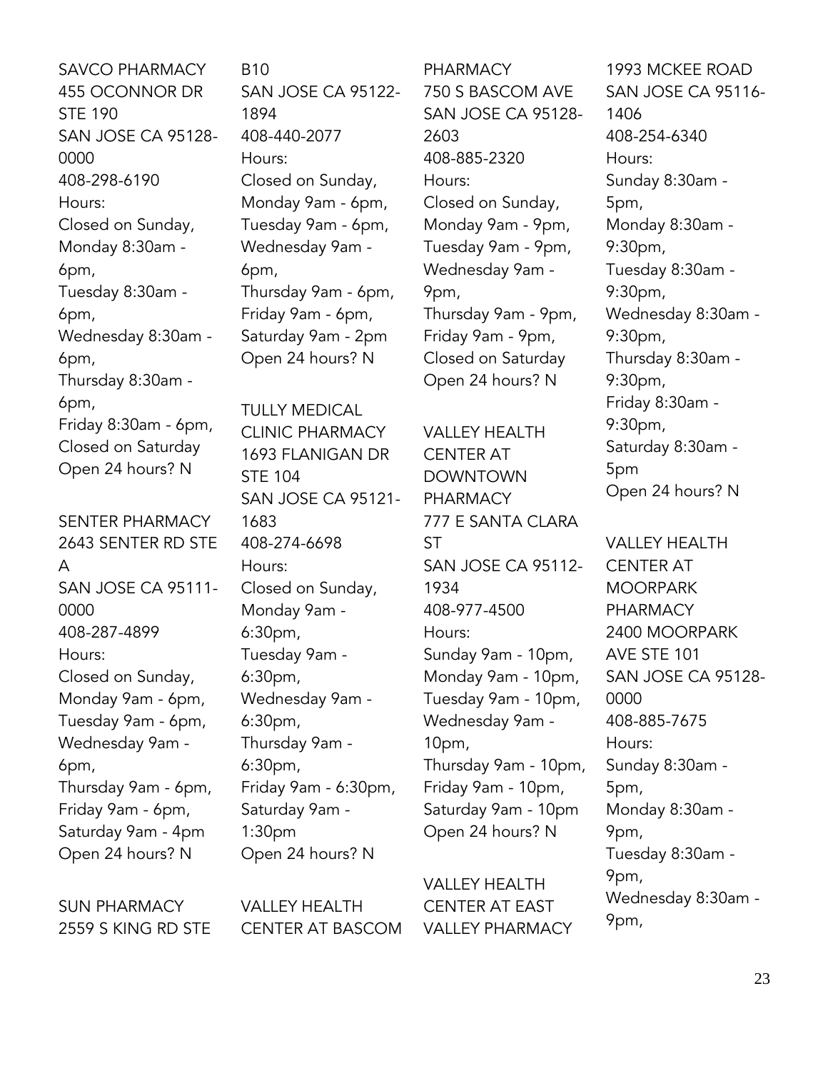SAVCO PHARMACY
455 OCONNOR DR STE 190
SAN JOSE CA 95128-0000
408-298-6190
Hours:
Closed on Sunday,
Monday 8:30am - 6pm,
Tuesday 8:30am - 6pm,
Wednesday 8:30am - 6pm,
Thursday 8:30am - 6pm,
Friday 8:30am - 6pm,
Closed on Saturday
Open 24 hours? N

SENTER PHARMACY
2643 SENTER RD STE A
SAN JOSE CA 95111-0000
408-287-4899
Hours:
Closed on Sunday,
Monday 9am - 6pm,
Tuesday 9am - 6pm,
Wednesday 9am - 6pm,
Thursday 9am - 6pm,
Friday 9am - 6pm,
Saturday 9am - 4pm
Open 24 hours? N

SUN PHARMACY
2559 S KING RD STE B10
SAN JOSE CA 95122-1894
408-440-2077
Hours:
Closed on Sunday,
Monday 9am - 6pm,
Tuesday 9am - 6pm,
Wednesday 9am - 6pm,
Thursday 9am - 6pm,
Friday 9am - 6pm,
Saturday 9am - 2pm
Open 24 hours? N

TULLY MEDICAL CLINIC PHARMACY
1693 FLANIGAN DR STE 104
SAN JOSE CA 95121-1683
408-274-6698
Hours:
Closed on Sunday,
Monday 9am - 6:30pm,
Tuesday 9am - 6:30pm,
Wednesday 9am - 6:30pm,
Thursday 9am - 6:30pm,
Friday 9am - 6:30pm,
Saturday 9am - 1:30pm
Open 24 hours? N

VALLEY HEALTH CENTER AT BASCOM PHARMACY
750 S BASCOM AVE
SAN JOSE CA 95128-2603
408-885-2320
Hours:
Closed on Sunday,
Monday 9am - 9pm,
Tuesday 9am - 9pm,
Wednesday 9am - 9pm,
Thursday 9am - 9pm,
Friday 9am - 9pm,
Closed on Saturday
Open 24 hours? N

VALLEY HEALTH CENTER AT DOWNTOWN PHARMACY
777 E SANTA CLARA ST
SAN JOSE CA 95112-1934
408-977-4500
Hours:
Sunday 9am - 10pm,
Monday 9am - 10pm,
Tuesday 9am - 10pm,
Wednesday 9am - 10pm,
Thursday 9am - 10pm,
Friday 9am - 10pm,
Saturday 9am - 10pm
Open 24 hours? N

VALLEY HEALTH CENTER AT EAST VALLEY PHARMACY
1993 MCKEE ROAD
SAN JOSE CA 95116-1406
408-254-6340
Hours:
Sunday 8:30am - 5pm,
Monday 8:30am - 9:30pm,
Tuesday 8:30am - 9:30pm,
Wednesday 8:30am - 9:30pm,
Thursday 8:30am - 9:30pm,
Friday 8:30am - 9:30pm,
Saturday 8:30am - 5pm
Open 24 hours? N

VALLEY HEALTH CENTER AT MOORPARK PHARMACY
2400 MOORPARK AVE STE 101
SAN JOSE CA 95128-0000
408-885-7675
Hours:
Sunday 8:30am - 5pm,
Monday 8:30am - 9pm,
Tuesday 8:30am - 9pm,
Wednesday 8:30am - 9pm,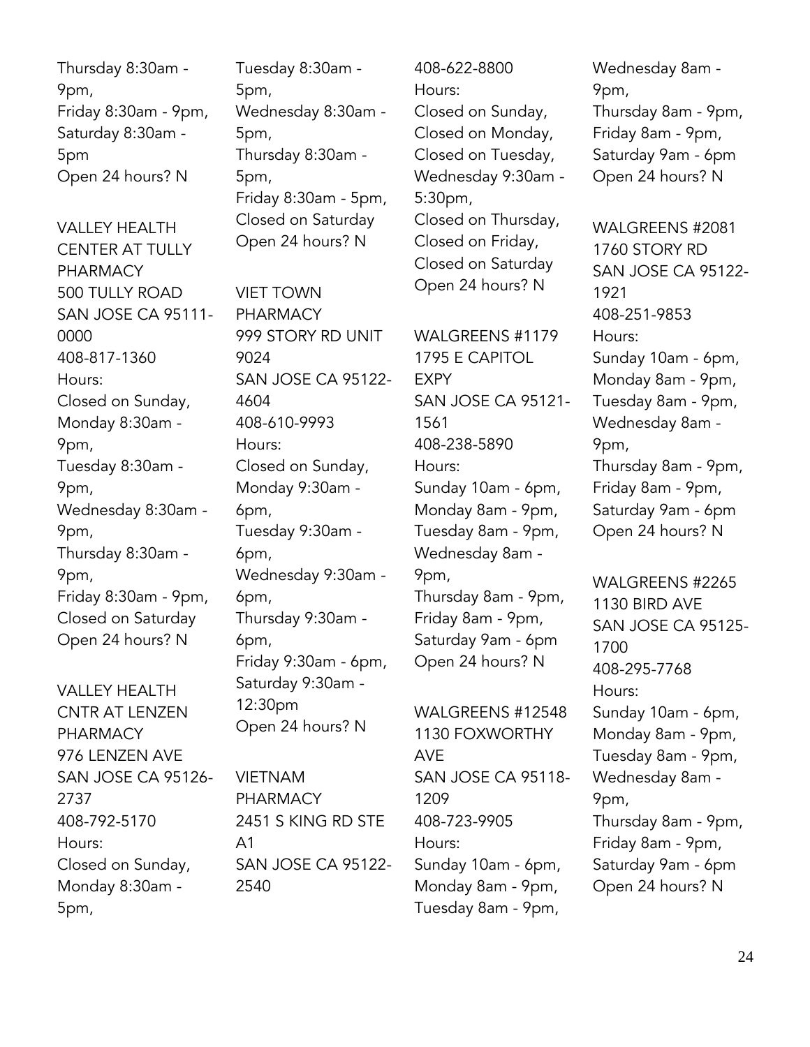Thursday 8:30am - 9pm,
Friday 8:30am - 9pm,
Saturday 8:30am - 5pm
Open 24 hours? N

VALLEY HEALTH CENTER AT TULLY PHARMACY
500 TULLY ROAD
SAN JOSE CA 95111-0000
408-817-1360
Hours:
Closed on Sunday,
Monday 8:30am - 9pm,
Tuesday 8:30am - 9pm,
Wednesday 8:30am - 9pm,
Thursday 8:30am - 9pm,
Friday 8:30am - 9pm,
Closed on Saturday
Open 24 hours? N

VALLEY HEALTH CNTR AT LENZEN PHARMACY
976 LENZEN AVE
SAN JOSE CA 95126-2737
408-792-5170
Hours:
Closed on Sunday,
Monday 8:30am - 5pm,
Tuesday 8:30am - 5pm,
Wednesday 8:30am - 5pm,
Thursday 8:30am - 5pm,
Friday 8:30am - 5pm,
Closed on Saturday
Open 24 hours? N

VIET TOWN PHARMACY
999 STORY RD UNIT 9024
SAN JOSE CA 95122-4604
408-610-9993
Hours:
Closed on Sunday,
Monday 9:30am - 6pm,
Tuesday 9:30am - 6pm,
Wednesday 9:30am - 6pm,
Thursday 9:30am - 6pm,
Friday 9:30am - 6pm,
Saturday 9:30am - 12:30pm
Open 24 hours? N

VIETNAM PHARMACY
2451 S KING RD STE A1
SAN JOSE CA 95122-2540
408-622-8800
Hours:
Closed on Sunday,
Closed on Monday,
Closed on Tuesday,
Wednesday 9:30am - 5:30pm,
Closed on Thursday,
Closed on Friday,
Closed on Saturday
Open 24 hours? N

WALGREENS #1179
1795 E CAPITOL EXPY
SAN JOSE CA 95121-1561
408-238-5890
Hours:
Sunday 10am - 6pm,
Monday 8am - 9pm,
Tuesday 8am - 9pm,
Wednesday 8am - 9pm,
Thursday 8am - 9pm,
Friday 8am - 9pm,
Saturday 9am - 6pm
Open 24 hours? N

WALGREENS #12548
1130 FOXWORTHY AVE
SAN JOSE CA 95118-1209
408-723-9905
Hours:
Sunday 10am - 6pm,
Monday 8am - 9pm,
Tuesday 8am - 9pm,
Wednesday 8am - 9pm,
Thursday 8am - 9pm,
Friday 8am - 9pm,
Saturday 9am - 6pm
Open 24 hours? N

WALGREENS #2081
1760 STORY RD
SAN JOSE CA 95122-1921
408-251-9853
Hours:
Sunday 10am - 6pm,
Monday 8am - 9pm,
Tuesday 8am - 9pm,
Wednesday 8am - 9pm,
Thursday 8am - 9pm,
Friday 8am - 9pm,
Saturday 9am - 6pm
Open 24 hours? N

WALGREENS #2265
1130 BIRD AVE
SAN JOSE CA 95125-1700
408-295-7768
Hours:
Sunday 10am - 6pm,
Monday 8am - 9pm,
Tuesday 8am - 9pm,
Wednesday 8am - 9pm,
Thursday 8am - 9pm,
Friday 8am - 9pm,
Saturday 9am - 6pm
Open 24 hours? N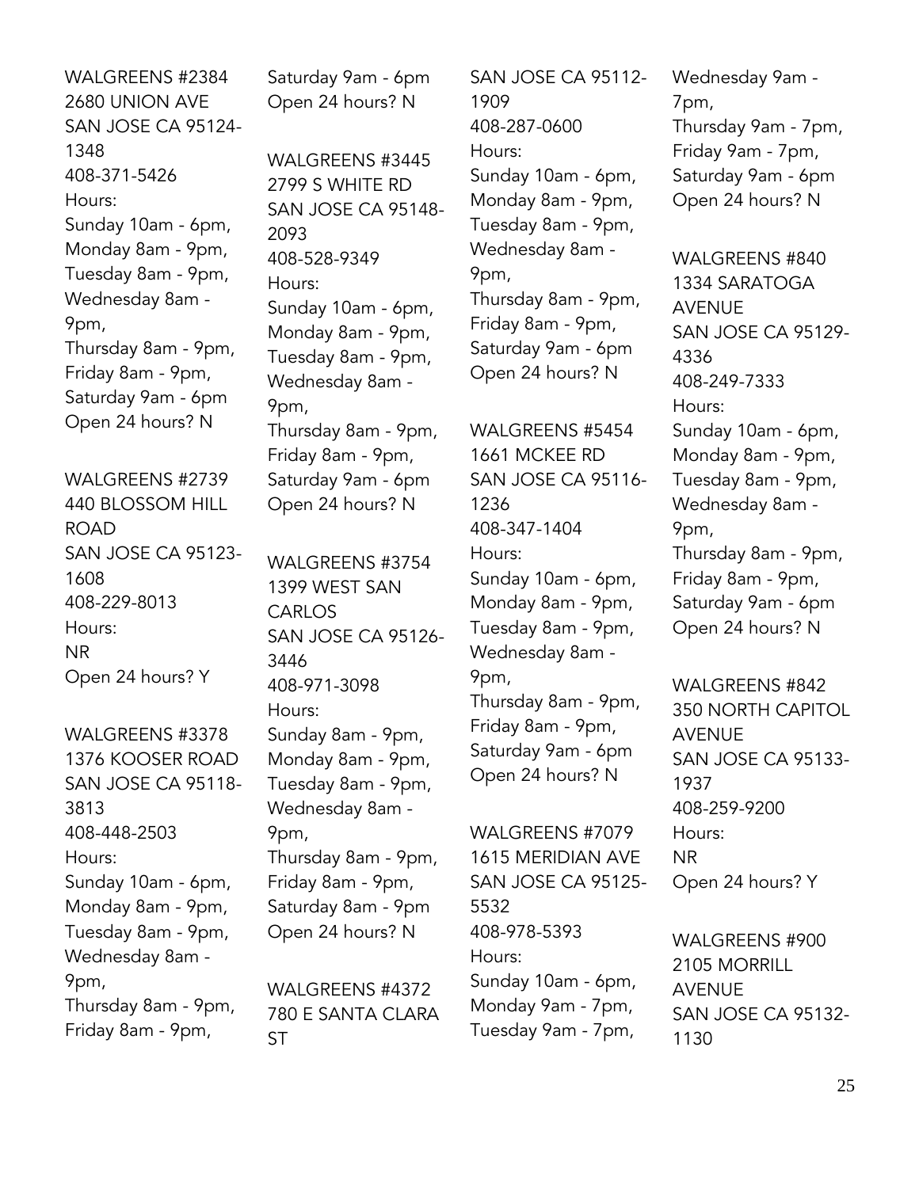WALGREENS #2384
2680 UNION AVE
SAN JOSE CA 95124-1348
408-371-5426
Hours:
Sunday 10am - 6pm,
Monday 8am - 9pm,
Tuesday 8am - 9pm,
Wednesday 8am - 9pm,
Thursday 8am - 9pm,
Friday 8am - 9pm,
Saturday 9am - 6pm
Open 24 hours? N

WALGREENS #2739
440 BLOSSOM HILL ROAD
SAN JOSE CA 95123-1608
408-229-8013
Hours:
NR
Open 24 hours? Y

WALGREENS #3378
1376 KOOSER ROAD
SAN JOSE CA 95118-3813
408-448-2503
Hours:
Sunday 10am - 6pm,
Monday 8am - 9pm,
Tuesday 8am - 9pm,
Wednesday 8am - 9pm,
Thursday 8am - 9pm,
Friday 8am - 9pm,
Saturday 9am - 6pm
Open 24 hours? N

WALGREENS #3445
2799 S WHITE RD
SAN JOSE CA 95148-2093
408-528-9349
Hours:
Sunday 10am - 6pm,
Monday 8am - 9pm,
Tuesday 8am - 9pm,
Wednesday 8am - 9pm,
Thursday 8am - 9pm,
Friday 8am - 9pm,
Saturday 9am - 6pm
Open 24 hours? N

WALGREENS #3754
1399 WEST SAN CARLOS
SAN JOSE CA 95126-3446
408-971-3098
Hours:
Sunday 8am - 9pm,
Monday 8am - 9pm,
Tuesday 8am - 9pm,
Wednesday 8am - 9pm,
Thursday 8am - 9pm,
Friday 8am - 9pm,
Saturday 8am - 9pm
Open 24 hours? N

WALGREENS #4372
780 E SANTA CLARA ST
SAN JOSE CA 95112-1909
408-287-0600
Hours:
Sunday 10am - 6pm,
Monday 8am - 9pm,
Tuesday 8am - 9pm,
Wednesday 8am - 9pm,
Thursday 8am - 9pm,
Friday 8am - 9pm,
Saturday 9am - 6pm
Open 24 hours? N

WALGREENS #5454
1661 MCKEE RD
SAN JOSE CA 95116-1236
408-347-1404
Hours:
Sunday 10am - 6pm,
Monday 8am - 9pm,
Tuesday 8am - 9pm,
Wednesday 8am - 9pm,
Thursday 8am - 9pm,
Friday 8am - 9pm,
Saturday 9am - 6pm
Open 24 hours? N

WALGREENS #7079
1615 MERIDIAN AVE
SAN JOSE CA 95125-5532
408-978-5393
Hours:
Sunday 10am - 6pm,
Monday 9am - 7pm,
Tuesday 9am - 7pm,
Wednesday 9am - 7pm,
Thursday 9am - 7pm,
Friday 9am - 7pm,
Saturday 9am - 6pm
Open 24 hours? N

WALGREENS #840
1334 SARATOGA AVENUE
SAN JOSE CA 95129-4336
408-249-7333
Hours:
Sunday 10am - 6pm,
Monday 8am - 9pm,
Tuesday 8am - 9pm,
Wednesday 8am - 9pm,
Thursday 8am - 9pm,
Friday 8am - 9pm,
Saturday 9am - 6pm
Open 24 hours? N

WALGREENS #842
350 NORTH CAPITOL AVENUE
SAN JOSE CA 95133-1937
408-259-9200
Hours:
NR
Open 24 hours? Y

WALGREENS #900
2105 MORRILL AVENUE
SAN JOSE CA 95132-1130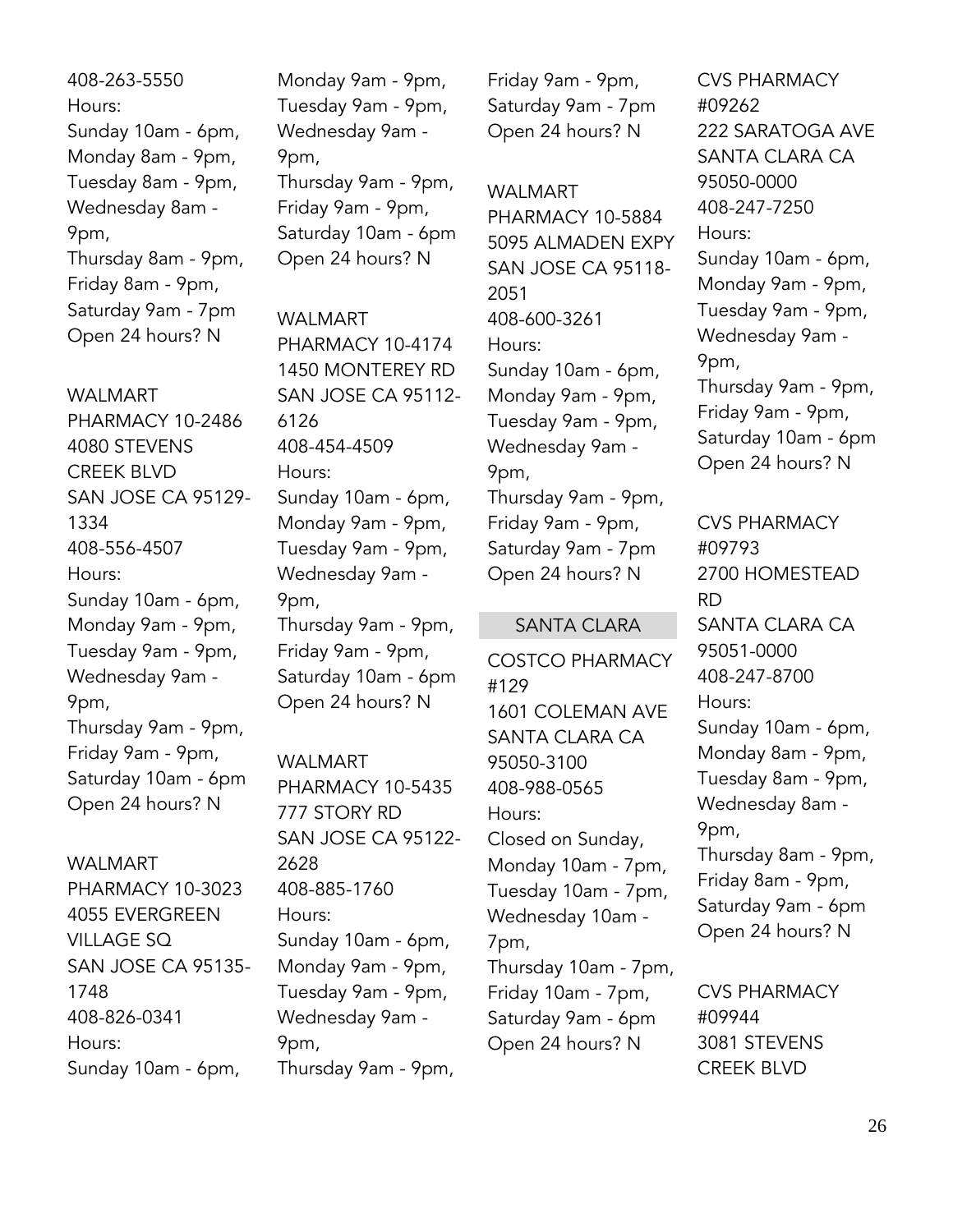408-263-5550
Hours:
Sunday 10am - 6pm,
Monday 8am - 9pm,
Tuesday 8am - 9pm,
Wednesday 8am - 9pm,
Thursday 8am - 9pm,
Friday 8am - 9pm,
Saturday 9am - 7pm
Open 24 hours? N

WALMART PHARMACY 10-2486
4080 STEVENS CREEK BLVD
SAN JOSE CA 95129-1334
408-556-4507
Hours:
Sunday 10am - 6pm,
Monday 9am - 9pm,
Tuesday 9am - 9pm,
Wednesday 9am - 9pm,
Thursday 9am - 9pm,
Friday 9am - 9pm,
Saturday 10am - 6pm
Open 24 hours? N

WALMART PHARMACY 10-3023
4055 EVERGREEN VILLAGE SQ
SAN JOSE CA 95135-1748
408-826-0341
Hours:
Sunday 10am - 6pm,
Monday 9am - 9pm,
Tuesday 9am - 9pm,
Wednesday 9am - 9pm,
Thursday 9am - 9pm,
Friday 9am - 9pm,
Saturday 10am - 6pm
Open 24 hours? N

WALMART PHARMACY 10-4174
1450 MONTEREY RD
SAN JOSE CA 95112-6126
408-454-4509
Hours:
Sunday 10am - 6pm,
Monday 9am - 9pm,
Tuesday 9am - 9pm,
Wednesday 9am - 9pm,
Thursday 9am - 9pm,
Friday 9am - 9pm,
Saturday 10am - 6pm
Open 24 hours? N

WALMART PHARMACY 10-5435
777 STORY RD
SAN JOSE CA 95122-2628
408-885-1760
Hours:
Sunday 10am - 6pm,
Monday 9am - 9pm,
Tuesday 9am - 9pm,
Wednesday 9am - 9pm,
Thursday 9am - 9pm,
Friday 9am - 9pm,
Saturday 9am - 7pm
Open 24 hours? N

WALMART PHARMACY 10-5884
5095 ALMADEN EXPY
SAN JOSE CA 95118-2051
408-600-3261
Hours:
Sunday 10am - 6pm,
Monday 9am - 9pm,
Tuesday 9am - 9pm,
Wednesday 9am - 9pm,
Thursday 9am - 9pm,
Friday 9am - 9pm,
Saturday 9am - 7pm
Open 24 hours? N

## SANTA CLARA

COSTCO PHARMACY #129
1601 COLEMAN AVE
SANTA CLARA CA 95050-3100
408-988-0565
Hours:
Closed on Sunday,
Monday 10am - 7pm,
Tuesday 10am - 7pm,
Wednesday 10am - 7pm,
Thursday 10am - 7pm,
Friday 10am - 7pm,
Saturday 9am - 6pm
Open 24 hours? N

CVS PHARMACY #09262
222 SARATOGA AVE
SANTA CLARA CA 95050-0000
408-247-7250
Hours:
Sunday 10am - 6pm,
Monday 9am - 9pm,
Tuesday 9am - 9pm,
Wednesday 9am - 9pm,
Thursday 9am - 9pm,
Friday 9am - 9pm,
Saturday 10am - 6pm
Open 24 hours? N

CVS PHARMACY #09793
2700 HOMESTEAD RD
SANTA CLARA CA 95051-0000
408-247-8700
Hours:
Sunday 10am - 6pm,
Monday 8am - 9pm,
Tuesday 8am - 9pm,
Wednesday 8am - 9pm,
Thursday 8am - 9pm,
Friday 8am - 9pm,
Saturday 9am - 6pm
Open 24 hours? N

CVS PHARMACY #09944
3081 STEVENS CREEK BLVD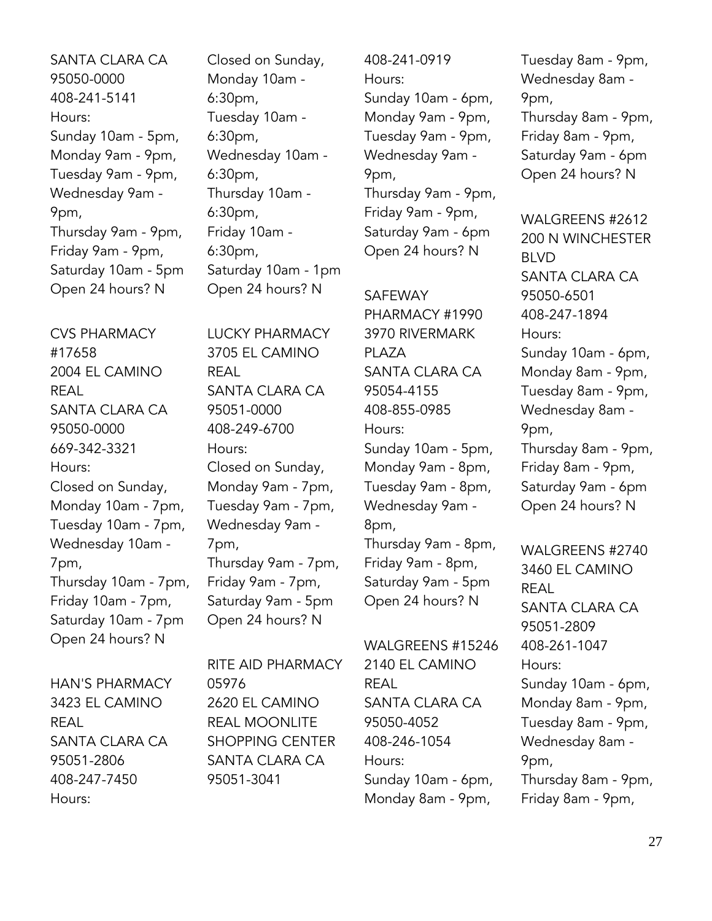SANTA CLARA CA
95050-0000
408-241-5141
Hours:
Sunday 10am - 5pm,
Monday 9am - 9pm,
Tuesday 9am - 9pm,
Wednesday 9am - 9pm,
Thursday 9am - 9pm,
Friday 9am - 9pm,
Saturday 10am - 5pm
Open 24 hours? N

CVS PHARMACY #17658
2004 EL CAMINO REAL
SANTA CLARA CA
95050-0000
669-342-3321
Hours:
Closed on Sunday,
Monday 10am - 7pm,
Tuesday 10am - 7pm,
Wednesday 10am - 7pm,
Thursday 10am - 7pm,
Friday 10am - 7pm,
Saturday 10am - 7pm
Open 24 hours? N

HAN'S PHARMACY
3423 EL CAMINO REAL
SANTA CLARA CA
95051-2806
408-247-7450
Hours:
Closed on Sunday,
Monday 10am - 6:30pm,
Tuesday 10am - 6:30pm,
Wednesday 10am - 6:30pm,
Thursday 10am - 6:30pm,
Friday 10am - 6:30pm,
Saturday 10am - 1pm
Open 24 hours? N

LUCKY PHARMACY
3705 EL CAMINO REAL
SANTA CLARA CA
95051-0000
408-249-6700
Hours:
Closed on Sunday,
Monday 9am - 7pm,
Tuesday 9am - 7pm,
Wednesday 9am - 7pm,
Thursday 9am - 7pm,
Friday 9am - 7pm,
Saturday 9am - 5pm
Open 24 hours? N

RITE AID PHARMACY 05976
2620 EL CAMINO REAL MOONLITE SHOPPING CENTER
SANTA CLARA CA
95051-3041
408-241-0919
Hours:
Sunday 10am - 6pm,
Monday 9am - 9pm,
Tuesday 9am - 9pm,
Wednesday 9am - 9pm,
Thursday 9am - 9pm,
Friday 9am - 9pm,
Saturday 9am - 6pm
Open 24 hours? N

SAFEWAY PHARMACY #1990
3970 RIVERMARK PLAZA
SANTA CLARA CA
95054-4155
408-855-0985
Hours:
Sunday 10am - 5pm,
Monday 9am - 8pm,
Tuesday 9am - 8pm,
Wednesday 9am - 8pm,
Thursday 9am - 8pm,
Friday 9am - 8pm,
Saturday 9am - 5pm
Open 24 hours? N

WALGREENS #15246
2140 EL CAMINO REAL
SANTA CLARA CA
95050-4052
408-246-1054
Hours:
Sunday 10am - 6pm,
Monday 8am - 9pm,
Tuesday 8am - 9pm,
Wednesday 8am - 9pm,
Thursday 8am - 9pm,
Friday 8am - 9pm,
Saturday 9am - 6pm
Open 24 hours? N

WALGREENS #2612
200 N WINCHESTER BLVD
SANTA CLARA CA
95050-6501
408-247-1894
Hours:
Sunday 10am - 6pm,
Monday 8am - 9pm,
Tuesday 8am - 9pm,
Wednesday 8am - 9pm,
Thursday 8am - 9pm,
Friday 8am - 9pm,
Saturday 9am - 6pm
Open 24 hours? N

WALGREENS #2740
3460 EL CAMINO REAL
SANTA CLARA CA
95051-2809
408-261-1047
Hours:
Sunday 10am - 6pm,
Monday 8am - 9pm,
Tuesday 8am - 9pm,
Wednesday 8am - 9pm,
Thursday 8am - 9pm,
Friday 8am - 9pm,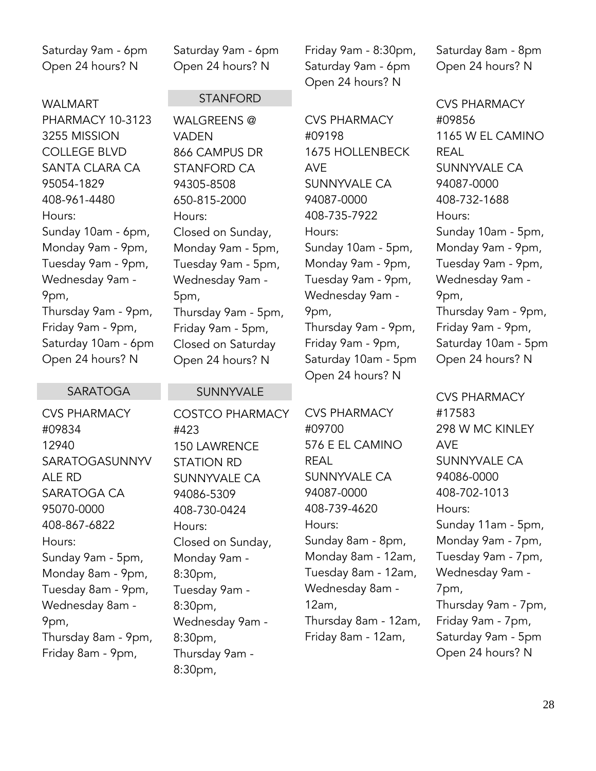Saturday 9am - 6pm
Open 24 hours? N

WALMART PHARMACY 10-3123
3255 MISSION COLLEGE BLVD
SANTA CLARA CA 95054-1829
408-961-4480
Hours:
Sunday 10am - 6pm,
Monday 9am - 9pm,
Tuesday 9am - 9pm,
Wednesday 9am - 9pm,
Thursday 9am - 9pm,
Friday 9am - 9pm,
Saturday 10am - 6pm
Open 24 hours? N

## SARATOGA

CVS PHARMACY #09834
12940 SARATOGASUNNYVALE RD
SARATOGA CA 95070-0000
408-867-6822
Hours:
Sunday 9am - 5pm,
Monday 8am - 9pm,
Tuesday 8am - 9pm,
Wednesday 8am - 9pm,
Thursday 8am - 9pm,
Friday 8am - 9pm,
Saturday 9am - 6pm
Open 24 hours? N

## STANFORD

WALGREENS @ VADEN
866 CAMPUS DR
STANFORD CA 94305-8508
650-815-2000
Hours:
Closed on Sunday,
Monday 9am - 5pm,
Tuesday 9am - 5pm,
Wednesday 9am - 5pm,
Thursday 9am - 5pm,
Friday 9am - 5pm,
Closed on Saturday
Open 24 hours? N

## SUNNYVALE

COSTCO PHARMACY #423
150 LAWRENCE STATION RD
SUNNYVALE CA 94086-5309
408-730-0424
Hours:
Closed on Sunday,
Monday 9am - 8:30pm,
Tuesday 9am - 8:30pm,
Wednesday 9am - 8:30pm,
Thursday 9am - 8:30pm,
Friday 9am - 8:30pm,
Saturday 9am - 6pm
Open 24 hours? N

CVS PHARMACY #09198
1675 HOLLENBECK AVE
SUNNYVALE CA 94087-0000
408-735-7922
Hours:
Sunday 10am - 5pm,
Monday 9am - 9pm,
Tuesday 9am - 9pm,
Wednesday 9am - 9pm,
Thursday 9am - 9pm,
Friday 9am - 9pm,
Saturday 10am - 5pm
Open 24 hours? N

CVS PHARMACY #09700
576 E EL CAMINO REAL
SUNNYVALE CA 94087-0000
408-739-4620
Hours:
Sunday 8am - 8pm,
Monday 8am - 12am,
Tuesday 8am - 12am,
Wednesday 8am - 12am,
Thursday 8am - 12am,
Friday 8am - 12am,
Saturday 8am - 8pm
Open 24 hours? N

CVS PHARMACY #09856
1165 W EL CAMINO REAL
SUNNYVALE CA 94087-0000
408-732-1688
Hours:
Sunday 10am - 5pm,
Monday 9am - 9pm,
Tuesday 9am - 9pm,
Wednesday 9am - 9pm,
Thursday 9am - 9pm,
Friday 9am - 9pm,
Saturday 10am - 5pm
Open 24 hours? N

CVS PHARMACY #17583
298 W MC KINLEY AVE
SUNNYVALE CA 94086-0000
408-702-1013
Hours:
Sunday 11am - 5pm,
Monday 9am - 7pm,
Tuesday 9am - 7pm,
Wednesday 9am - 7pm,
Thursday 9am - 7pm,
Friday 9am - 7pm,
Saturday 9am - 5pm
Open 24 hours? N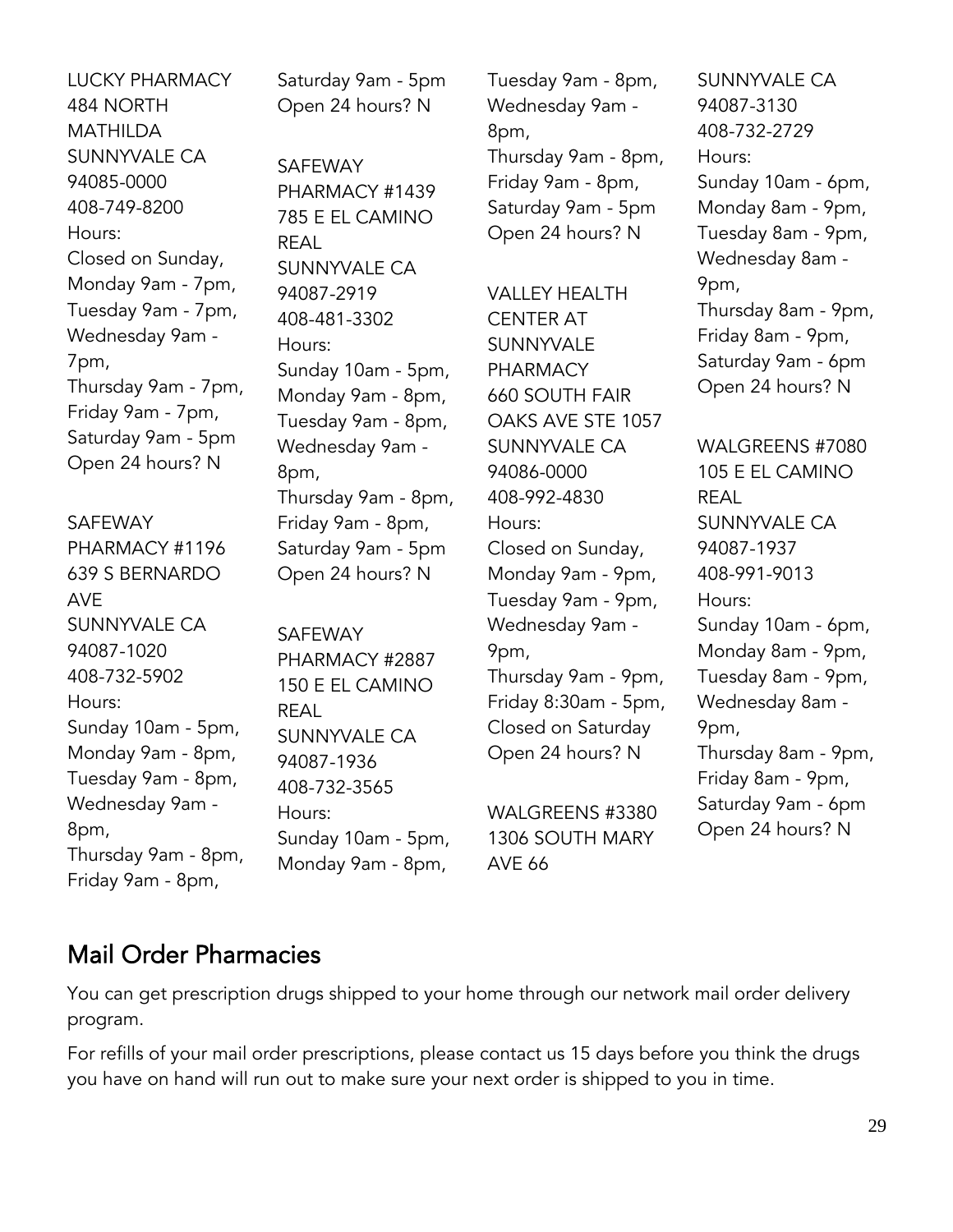LUCKY PHARMACY
484 NORTH MATHILDA
SUNNYVALE CA 94085-0000
408-749-8200
Hours:
Closed on Sunday,
Monday 9am - 7pm,
Tuesday 9am - 7pm,
Wednesday 9am - 7pm,
Thursday 9am - 7pm,
Friday 9am - 7pm,
Saturday 9am - 5pm
Open 24 hours? N

SAFEWAY PHARMACY #1196
639 S BERNARDO AVE
SUNNYVALE CA 94087-1020
408-732-5902
Hours:
Sunday 10am - 5pm,
Monday 9am - 8pm,
Tuesday 9am - 8pm,
Wednesday 9am - 8pm,
Thursday 9am - 8pm,
Friday 9am - 8pm,
Saturday 9am - 5pm
Open 24 hours? N

SAFEWAY PHARMACY #1439
785 E EL CAMINO REAL
SUNNYVALE CA 94087-2919
408-481-3302
Hours:
Sunday 10am - 5pm,
Monday 9am - 8pm,
Tuesday 9am - 8pm,
Wednesday 9am - 8pm,
Thursday 9am - 8pm,
Friday 9am - 8pm,
Saturday 9am - 5pm
Open 24 hours? N

SAFEWAY PHARMACY #2887
150 E EL CAMINO REAL
SUNNYVALE CA 94087-1936
408-732-3565
Hours:
Sunday 10am - 5pm,
Monday 9am - 8pm,
Tuesday 9am - 8pm,
Wednesday 9am - 8pm,
Thursday 9am - 8pm,
Friday 9am - 8pm,
Saturday 9am - 5pm
Open 24 hours? N

VALLEY HEALTH CENTER AT SUNNYVALE PHARMACY
660 SOUTH FAIR OAKS AVE STE 1057
SUNNYVALE CA 94086-0000
408-992-4830
Hours:
Closed on Sunday,
Monday 9am - 9pm,
Tuesday 9am - 9pm,
Wednesday 9am - 9pm,
Thursday 9am - 9pm,
Friday 8:30am - 5pm,
Closed on Saturday
Open 24 hours? N

WALGREENS #3380
1306 SOUTH MARY AVE 66
SUNNYVALE CA 94087-3130
408-732-2729
Hours:
Sunday 10am - 6pm,
Monday 8am - 9pm,
Tuesday 8am - 9pm,
Wednesday 8am - 9pm,
Thursday 8am - 9pm,
Friday 8am - 9pm,
Saturday 9am - 6pm
Open 24 hours? N

WALGREENS #7080
105 E EL CAMINO REAL
SUNNYVALE CA 94087-1937
408-991-9013
Hours:
Sunday 10am - 6pm,
Monday 8am - 9pm,
Tuesday 8am - 9pm,
Wednesday 8am - 9pm,
Thursday 8am - 9pm,
Friday 8am - 9pm,
Saturday 9am - 6pm
Open 24 hours? N

## Mail Order Pharmacies

You can get prescription drugs shipped to your home through our network mail order delivery program.

For refills of your mail order prescriptions, please contact us 15 days before you think the drugs you have on hand will run out to make sure your next order is shipped to you in time.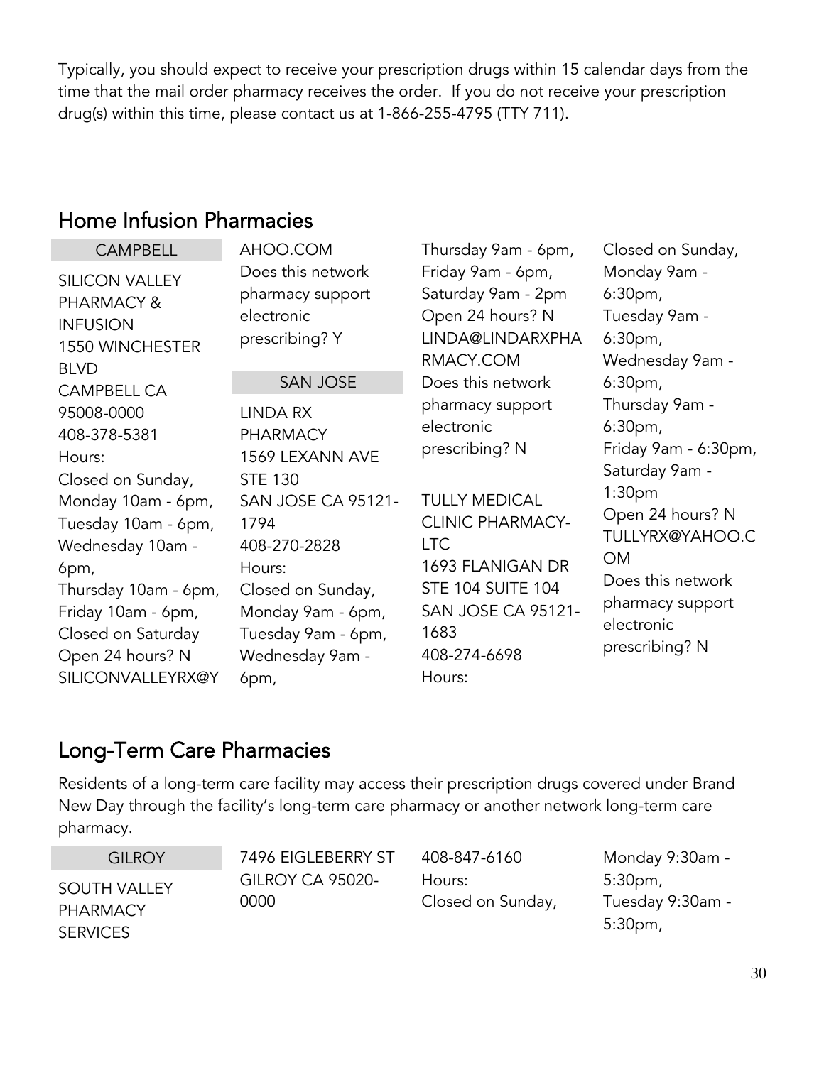Typically, you should expect to receive your prescription drugs within 15 calendar days from the time that the mail order pharmacy receives the order. If you do not receive your prescription drug(s) within this time, please contact us at 1-866-255-4795 (TTY 711).

## Home Infusion Pharmacies

### CAMPBELL

SILICON VALLEY PHARMACY & INFUSION
1550 WINCHESTER BLVD
CAMPBELL CA 95008-0000
408-378-5381
Hours:
Closed on Sunday,
Monday 10am - 6pm,
Tuesday 10am - 6pm,
Wednesday 10am - 6pm,
Thursday 10am - 6pm,
Friday 10am - 6pm,
Closed on Saturday
Open 24 hours? N
SILICONVALLEYRX@YAHOO.COM
Does this network pharmacy support electronic prescribing? Y

### SAN JOSE

LINDA RX PHARMACY
1569 LEXANN AVE STE 130
SAN JOSE CA 95121-1794
408-270-2828
Hours:
Closed on Sunday,
Monday 9am - 6pm,
Tuesday 9am - 6pm,
Wednesday 9am - 6pm,
Thursday 9am - 6pm,
Friday 9am - 6pm,
Saturday 9am - 2pm
Open 24 hours? N
LINDA@LINDARXPHARMACY.COM
Does this network pharmacy support electronic prescribing? N

TULLY MEDICAL CLINIC PHARMACY-LTC
1693 FLANIGAN DR STE 104 SUITE 104
SAN JOSE CA 95121-1683
408-274-6698
Hours:
Closed on Sunday,
Monday 9am - 6:30pm,
Tuesday 9am - 6:30pm,
Wednesday 9am - 6:30pm,
Thursday 9am - 6:30pm,
Friday 9am - 6:30pm,
Saturday 9am - 1:30pm
Open 24 hours? N
TULLYRX@YAHOO.COM
Does this network pharmacy support electronic prescribing? N

## Long-Term Care Pharmacies

Residents of a long-term care facility may access their prescription drugs covered under Brand New Day through the facility's long-term care pharmacy or another network long-term care pharmacy.

### GILROY

SOUTH VALLEY PHARMACY SERVICES
7496 EIGLEBERRY ST
GILROY CA 95020-0000
408-847-6160
Hours:
Closed on Sunday,
Monday 9:30am - 5:30pm,
Tuesday 9:30am - 5:30pm,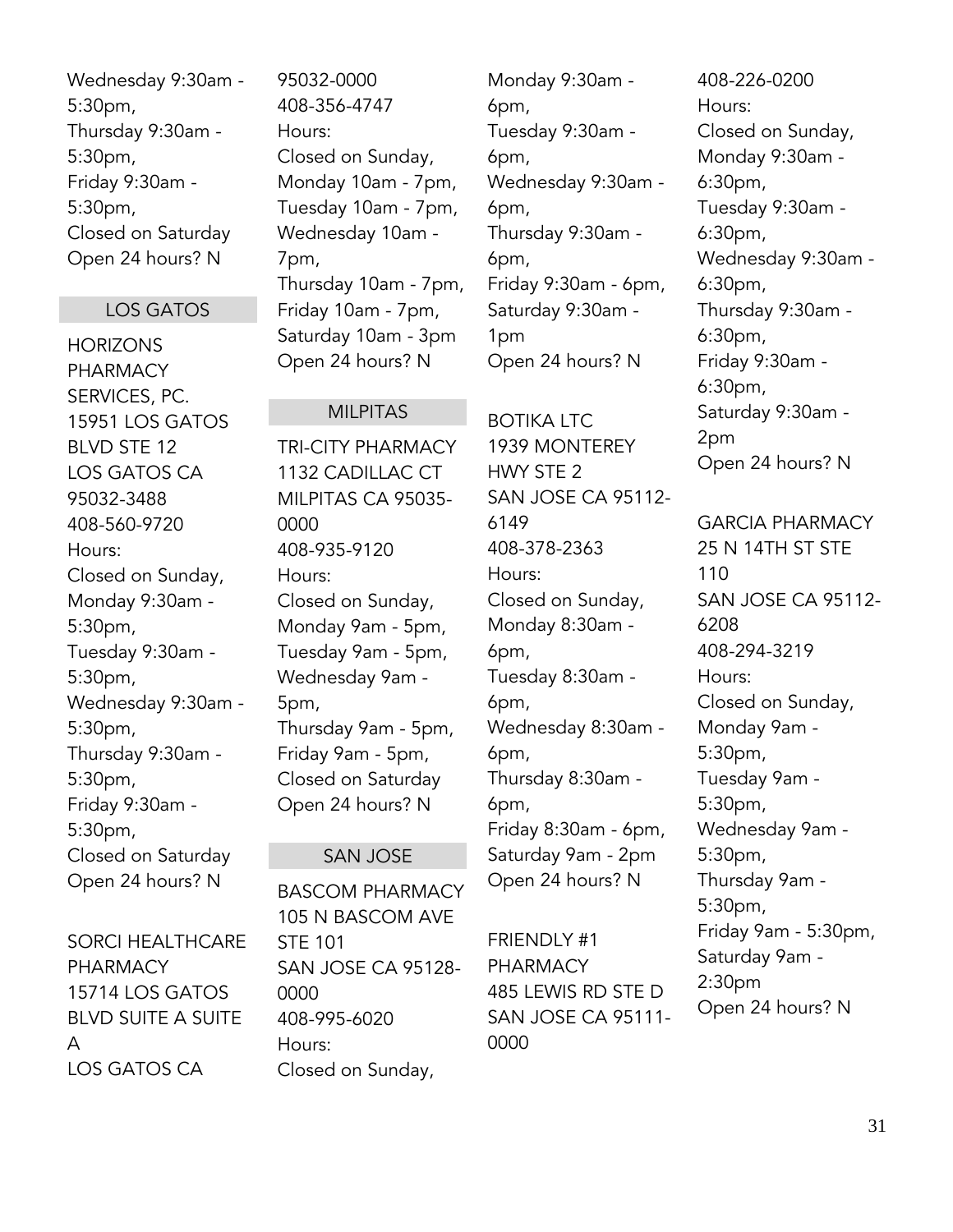Wednesday 9:30am - 5:30pm,
Thursday 9:30am - 5:30pm,
Friday 9:30am - 5:30pm,
Closed on Saturday
Open 24 hours? N

## LOS GATOS

HORIZONS PHARMACY SERVICES, PC.
15951 LOS GATOS BLVD STE 12
LOS GATOS CA 95032-3488
408-560-9720
Hours:
Closed on Sunday,
Monday 9:30am - 5:30pm,
Tuesday 9:30am - 5:30pm,
Wednesday 9:30am - 5:30pm,
Thursday 9:30am - 5:30pm,
Friday 9:30am - 5:30pm,
Closed on Saturday
Open 24 hours? N

SORCI HEALTHCARE PHARMACY
15714 LOS GATOS BLVD SUITE A SUITE A
LOS GATOS CA 95032-0000
408-356-4747
Hours:
Closed on Sunday,
Monday 10am - 7pm,
Tuesday 10am - 7pm,
Wednesday 10am - 7pm,
Thursday 10am - 7pm,
Friday 10am - 7pm,
Saturday 10am - 3pm
Open 24 hours? N

## MILPITAS

TRI-CITY PHARMACY
1132 CADILLAC CT
MILPITAS CA 95035-0000
408-935-9120
Hours:
Closed on Sunday,
Monday 9am - 5pm,
Tuesday 9am - 5pm,
Wednesday 9am - 5pm,
Thursday 9am - 5pm,
Friday 9am - 5pm,
Closed on Saturday
Open 24 hours? N

## SAN JOSE

BASCOM PHARMACY
105 N BASCOM AVE STE 101
SAN JOSE CA 95128-0000
408-995-6020
Hours:
Closed on Sunday,
Monday 9:30am - 6pm,
Tuesday 9:30am - 6pm,
Wednesday 9:30am - 6pm,
Thursday 9:30am - 6pm,
Friday 9:30am - 6pm,
Saturday 9:30am - 1pm
Open 24 hours? N

BOTIKA LTC
1939 MONTEREY HWY STE 2
SAN JOSE CA 95112-6149
408-378-2363
Hours:
Closed on Sunday,
Monday 8:30am - 6pm,
Tuesday 8:30am - 6pm,
Wednesday 8:30am - 6pm,
Thursday 8:30am - 6pm,
Friday 8:30am - 6pm,
Saturday 9am - 2pm
Open 24 hours? N

FRIENDLY #1 PHARMACY
485 LEWIS RD STE D
SAN JOSE CA 95111-0000
408-226-0200
Hours:
Closed on Sunday,
Monday 9:30am - 6:30pm,
Tuesday 9:30am - 6:30pm,
Wednesday 9:30am - 6:30pm,
Thursday 9:30am - 6:30pm,
Friday 9:30am - 6:30pm,
Saturday 9:30am - 2pm
Open 24 hours? N

GARCIA PHARMACY
25 N 14TH ST STE 110
SAN JOSE CA 95112-6208
408-294-3219
Hours:
Closed on Sunday,
Monday 9am - 5:30pm,
Tuesday 9am - 5:30pm,
Wednesday 9am - 5:30pm,
Thursday 9am - 5:30pm,
Friday 9am - 5:30pm,
Saturday 9am - 2:30pm
Open 24 hours? N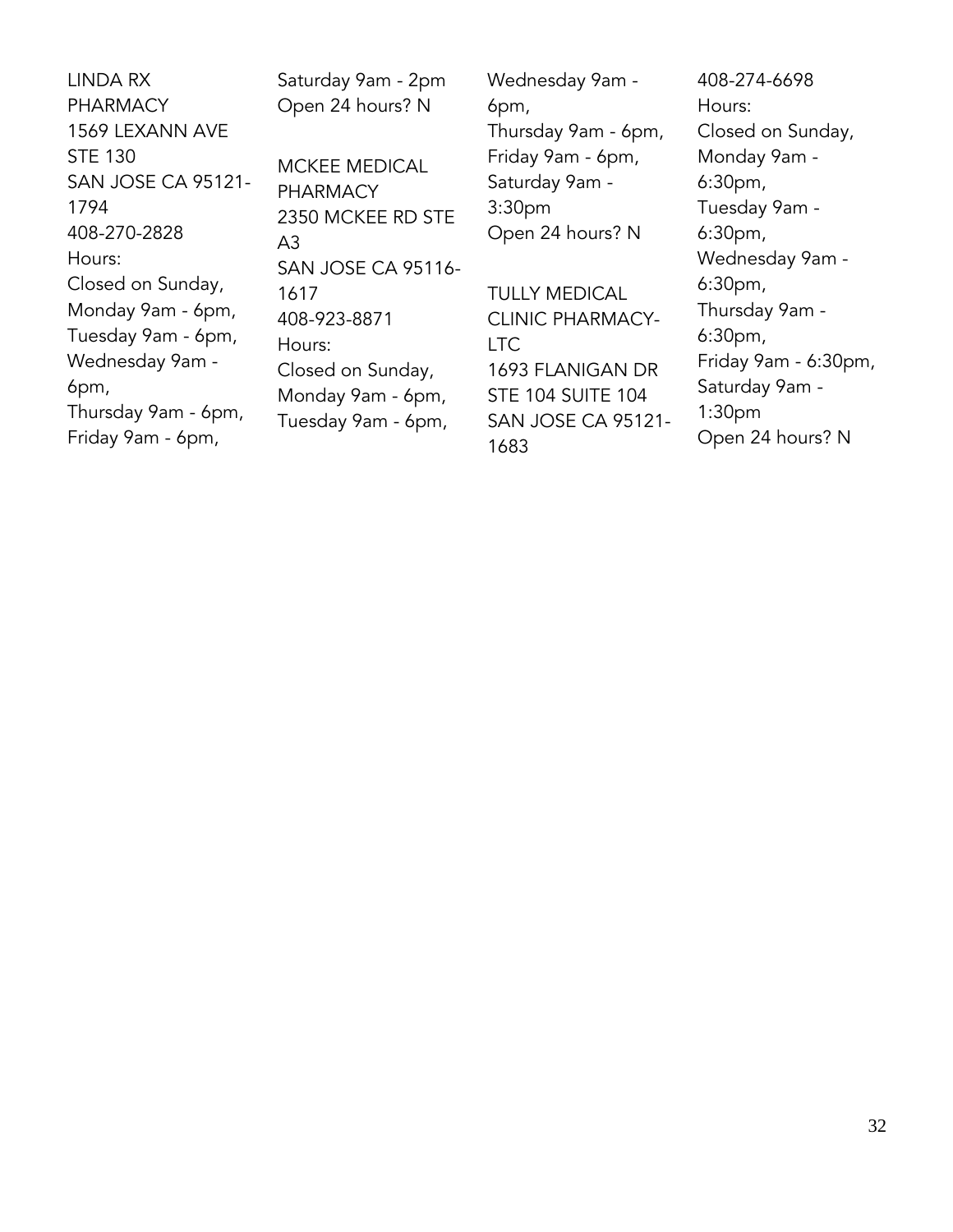LINDA RX PHARMACY
1569 LEXANN AVE STE 130
SAN JOSE CA 95121-1794
408-270-2828
Hours:
Closed on Sunday,
Monday 9am - 6pm,
Tuesday 9am - 6pm,
Wednesday 9am - 6pm,
Thursday 9am - 6pm,
Friday 9am - 6pm,
Saturday 9am - 2pm
Open 24 hours? N

MCKEE MEDICAL PHARMACY
2350 MCKEE RD STE A3
SAN JOSE CA 95116-1617
408-923-8871
Hours:
Closed on Sunday,
Monday 9am - 6pm,
Tuesday 9am - 6pm,
Wednesday 9am - 6pm,
Thursday 9am - 6pm,
Friday 9am - 6pm,
Saturday 9am - 3:30pm
Open 24 hours? N

TULLY MEDICAL CLINIC PHARMACY-LTC
1693 FLANIGAN DR STE 104 SUITE 104
SAN JOSE CA 95121-1683
408-274-6698
Hours:
Closed on Sunday,
Monday 9am - 6:30pm,
Tuesday 9am - 6:30pm,
Wednesday 9am - 6:30pm,
Thursday 9am - 6:30pm,
Friday 9am - 6:30pm,
Saturday 9am - 1:30pm
Open 24 hours? N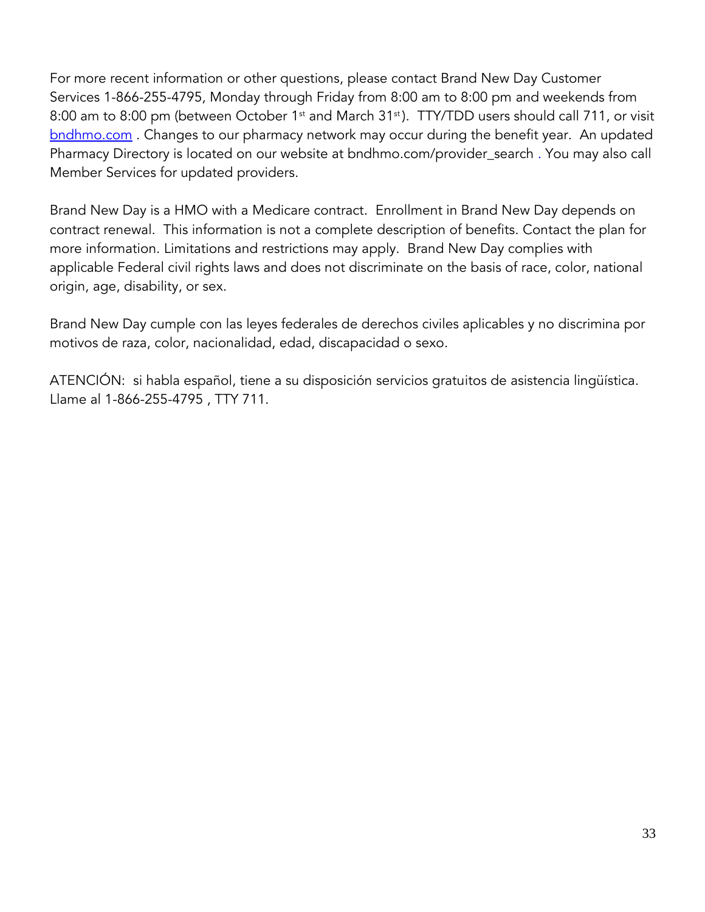For more recent information or other questions, please contact Brand New Day Customer Services 1-866-255-4795, Monday through Friday from 8:00 am to 8:00 pm and weekends from 8:00 am to 8:00 pm (between October 1st and March 31st). TTY/TDD users should call 711, or visit [bndhmo.com](bndhmo.com) . Changes to our pharmacy network may occur during the benefit year. An updated Pharmacy Directory is located on our website at bndhmo.com/provider_search . You may also call Member Services for updated providers.

Brand New Day is a HMO with a Medicare contract. Enrollment in Brand New Day depends on contract renewal. This information is not a complete description of benefits. Contact the plan for more information. Limitations and restrictions may apply. Brand New Day complies with applicable Federal civil rights laws and does not discriminate on the basis of race, color, national origin, age, disability, or sex.

Brand New Day cumple con las leyes federales de derechos civiles aplicables y no discrimina por motivos de raza, color, nacionalidad, edad, discapacidad o sexo.

ATENCIÓN: si habla español, tiene a su disposición servicios gratuitos de asistencia lingüística. Llame al 1-866-255-4795 , TTY 711.